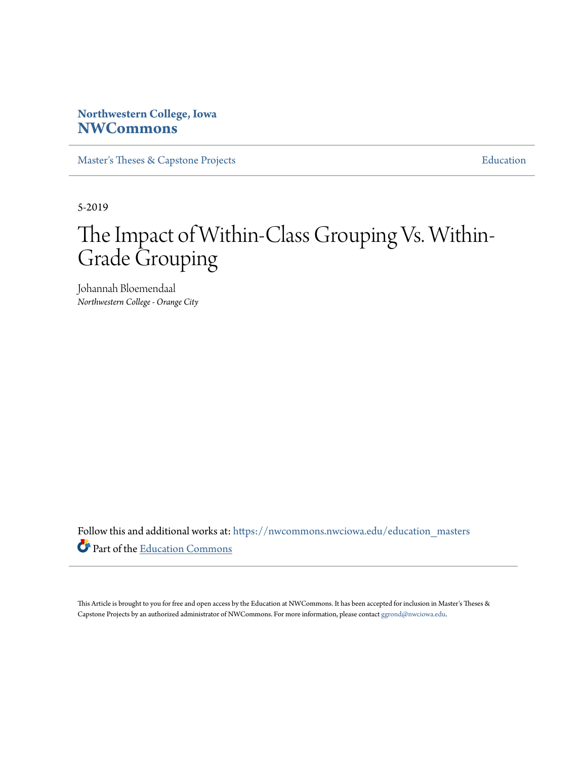**Northwestern College, Iowa**
**NWCommons**

Master's Theses & Capstone Projects | Education

5-2019

# The Impact of Within-Class Grouping Vs. Within-Grade Grouping

Johannah Bloemendaal
*Northwestern College - Orange City*

Follow this and additional works at: https://nwcommons.nwciowa.edu/education_masters

Part of the Education Commons

This Article is brought to you for free and open access by the Education at NWCommons. It has been accepted for inclusion in Master's Theses & Capstone Projects by an authorized administrator of NWCommons. For more information, please contact ggrond@nwciowa.edu.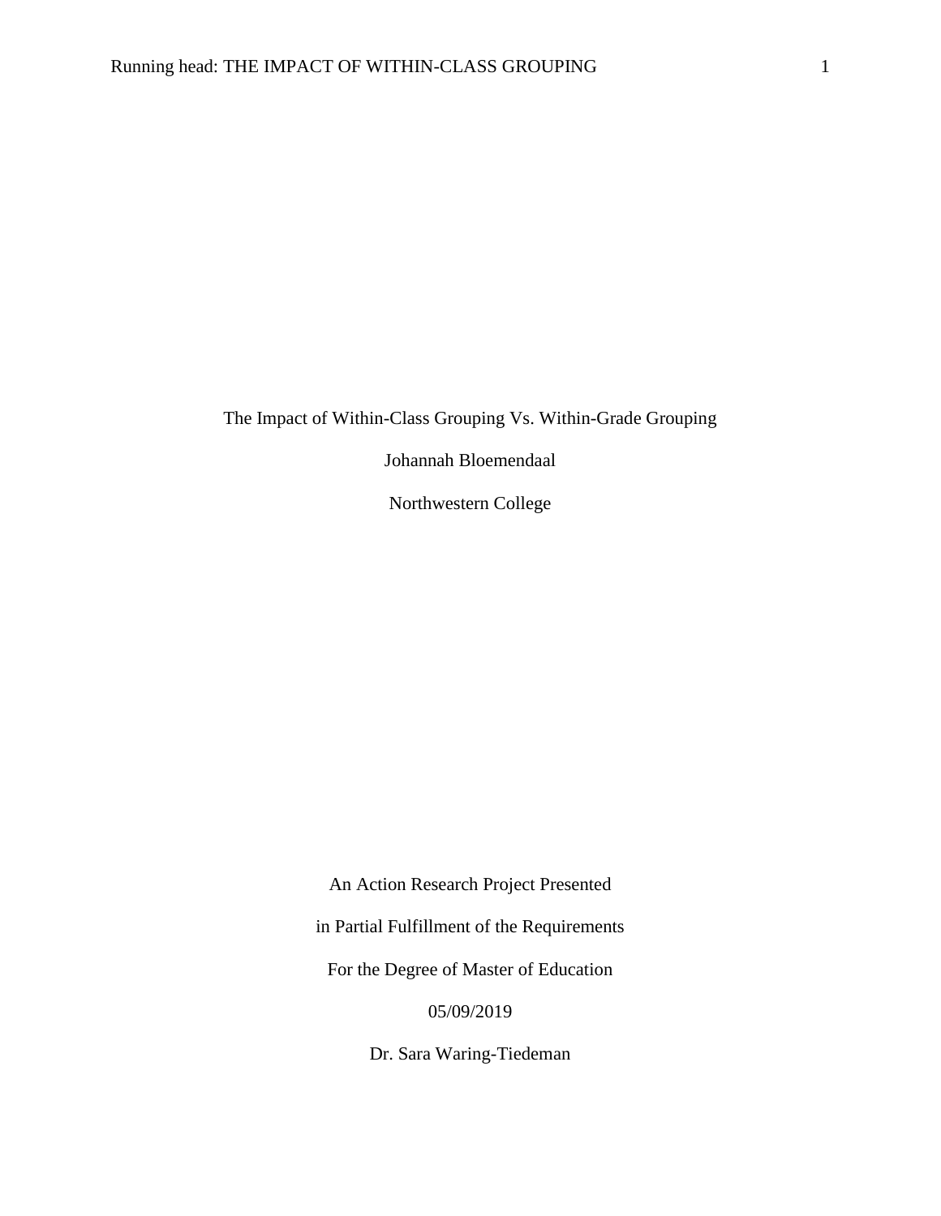# The Impact of Within-Class Grouping Vs. Within-Grade Grouping

Johannah Bloemendaal

Northwestern College

An Action Research Project Presented

in Partial Fulfillment of the Requirements

For the Degree of Master of Education

05/09/2019

Dr. Sara Waring-Tiedeman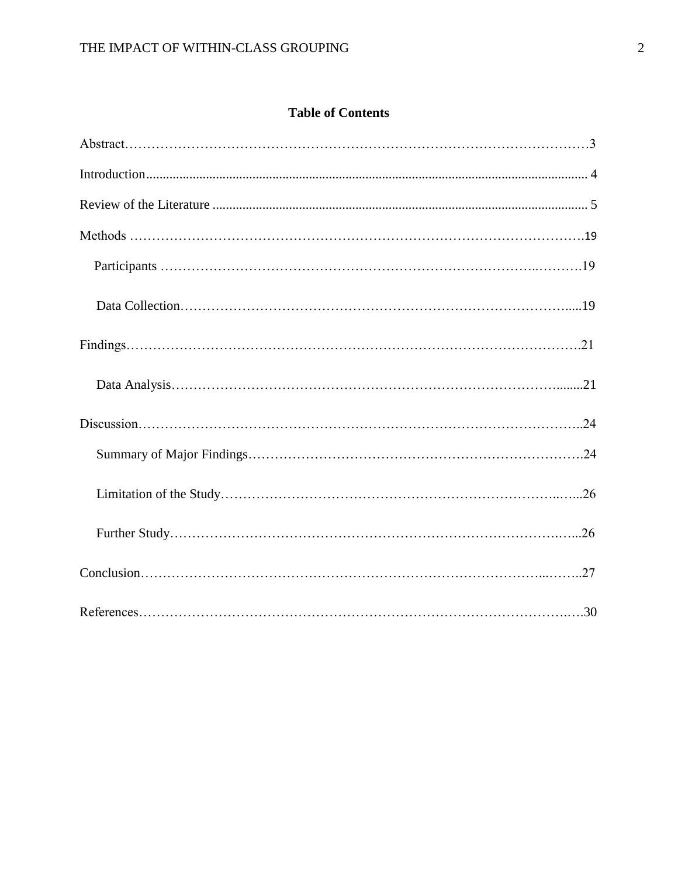## Table of Contents

Abstract……………………………………………………………………………………………3

Introduction.................................................................................................................................. 4

Review of the Literature ............................................................................................................... 5

Methods ………………………………………………………………………………………….19

Participants …………………………………………………………………………..……….19

Data Collection……………………………………………………………………………......19

Findings………………………………………………………………………………………….21

Data Analysis……………………………………………………………………………........21

Discussion……………………………………………………………………………………….24

Summary of Major Findings…………………………………………………………………24

Limitation of the Study……………………………………………………………………..…...26

Further Study…………………………………………………………………………….…...26

Conclusion……………………………………………………………………………...……..27

References…………………………………………………………………………………….….30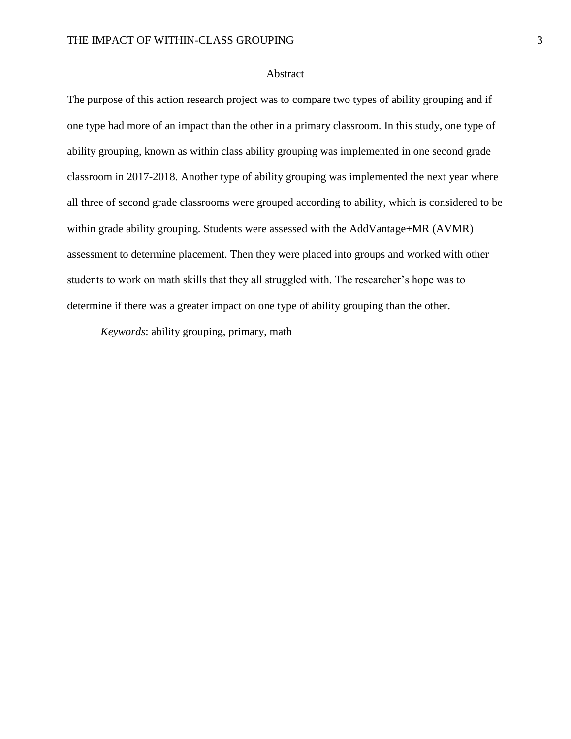# Abstract

The purpose of this action research project was to compare two types of ability grouping and if one type had more of an impact than the other in a primary classroom. In this study, one type of ability grouping, known as within class ability grouping was implemented in one second grade classroom in 2017-2018. Another type of ability grouping was implemented the next year where all three of second grade classrooms were grouped according to ability, which is considered to be within grade ability grouping. Students were assessed with the AddVantage+MR (AVMR) assessment to determine placement. Then they were placed into groups and worked with other students to work on math skills that they all struggled with. The researcher's hope was to determine if there was a greater impact on one type of ability grouping than the other.

*Keywords*: ability grouping, primary, math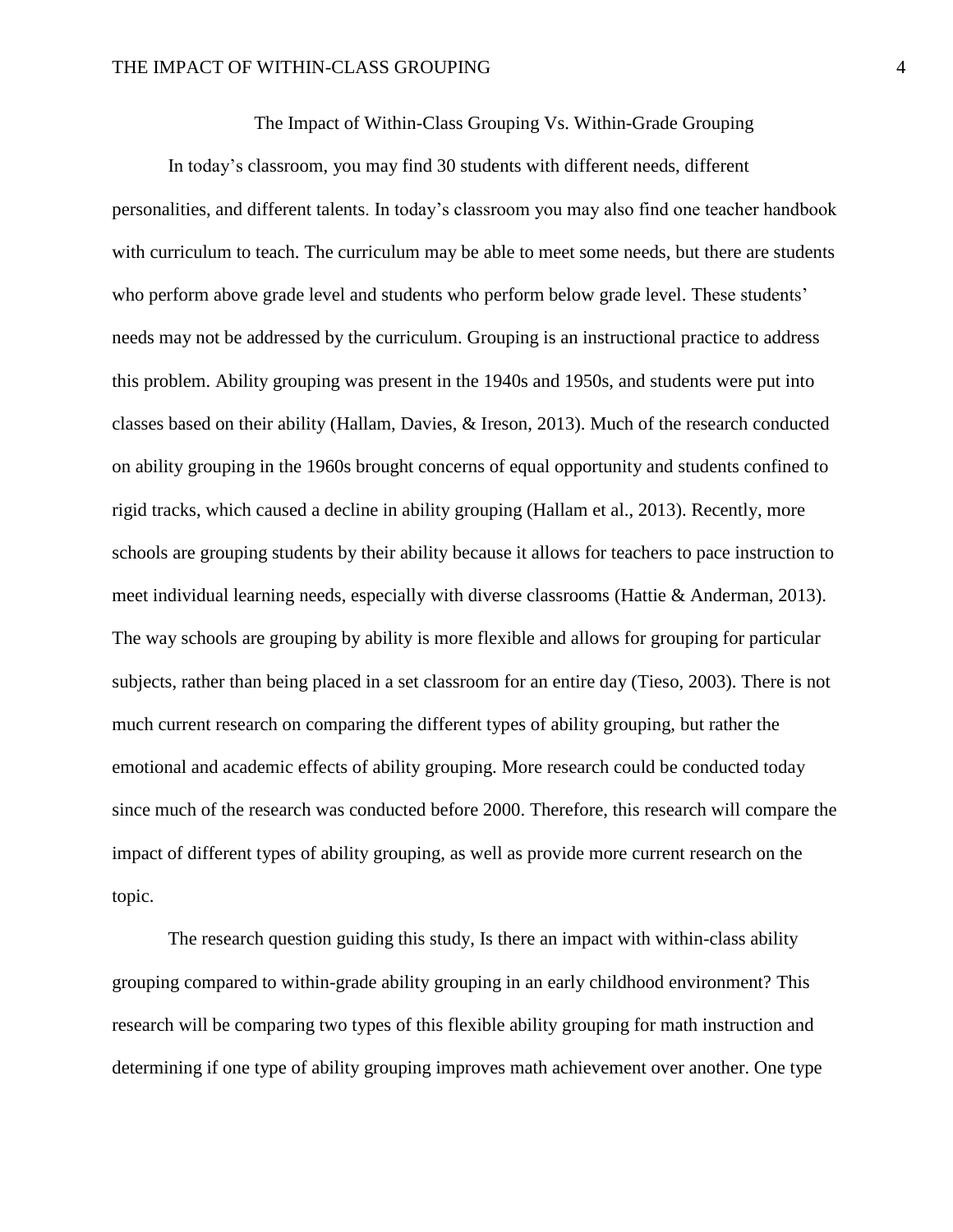# The Impact of Within-Class Grouping Vs. Within-Grade Grouping

In today's classroom, you may find 30 students with different needs, different personalities, and different talents. In today's classroom you may also find one teacher handbook with curriculum to teach. The curriculum may be able to meet some needs, but there are students who perform above grade level and students who perform below grade level. These students' needs may not be addressed by the curriculum. Grouping is an instructional practice to address this problem. Ability grouping was present in the 1940s and 1950s, and students were put into classes based on their ability (Hallam, Davies, & Ireson, 2013). Much of the research conducted on ability grouping in the 1960s brought concerns of equal opportunity and students confined to rigid tracks, which caused a decline in ability grouping (Hallam et al., 2013). Recently, more schools are grouping students by their ability because it allows for teachers to pace instruction to meet individual learning needs, especially with diverse classrooms (Hattie & Anderman, 2013). The way schools are grouping by ability is more flexible and allows for grouping for particular subjects, rather than being placed in a set classroom for an entire day (Tieso, 2003). There is not much current research on comparing the different types of ability grouping, but rather the emotional and academic effects of ability grouping. More research could be conducted today since much of the research was conducted before 2000. Therefore, this research will compare the impact of different types of ability grouping, as well as provide more current research on the topic.

The research question guiding this study, Is there an impact with within-class ability grouping compared to within-grade ability grouping in an early childhood environment? This research will be comparing two types of this flexible ability grouping for math instruction and determining if one type of ability grouping improves math achievement over another. One type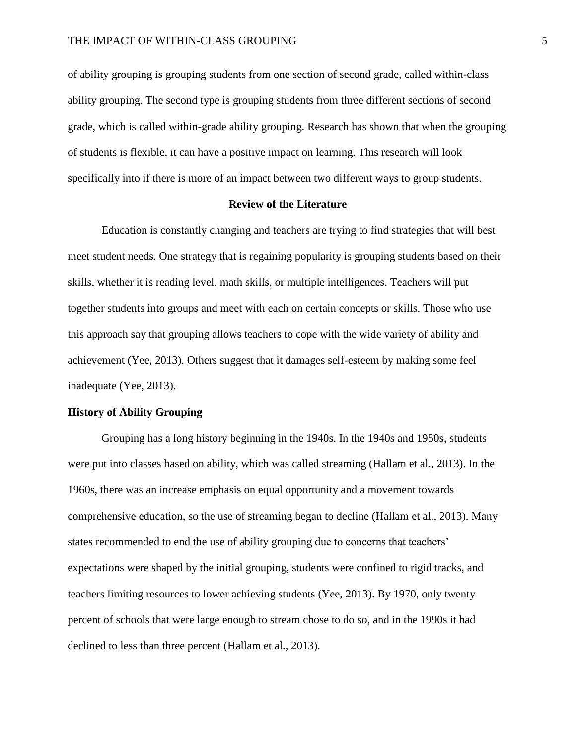of ability grouping is grouping students from one section of second grade, called within-class ability grouping. The second type is grouping students from three different sections of second grade, which is called within-grade ability grouping. Research has shown that when the grouping of students is flexible, it can have a positive impact on learning. This research will look specifically into if there is more of an impact between two different ways to group students.

## Review of the Literature

Education is constantly changing and teachers are trying to find strategies that will best meet student needs. One strategy that is regaining popularity is grouping students based on their skills, whether it is reading level, math skills, or multiple intelligences. Teachers will put together students into groups and meet with each on certain concepts or skills. Those who use this approach say that grouping allows teachers to cope with the wide variety of ability and achievement (Yee, 2013). Others suggest that it damages self-esteem by making some feel inadequate (Yee, 2013).

### History of Ability Grouping

Grouping has a long history beginning in the 1940s. In the 1940s and 1950s, students were put into classes based on ability, which was called streaming (Hallam et al., 2013). In the 1960s, there was an increase emphasis on equal opportunity and a movement towards comprehensive education, so the use of streaming began to decline (Hallam et al., 2013). Many states recommended to end the use of ability grouping due to concerns that teachers' expectations were shaped by the initial grouping, students were confined to rigid tracks, and teachers limiting resources to lower achieving students (Yee, 2013). By 1970, only twenty percent of schools that were large enough to stream chose to do so, and in the 1990s it had declined to less than three percent (Hallam et al., 2013).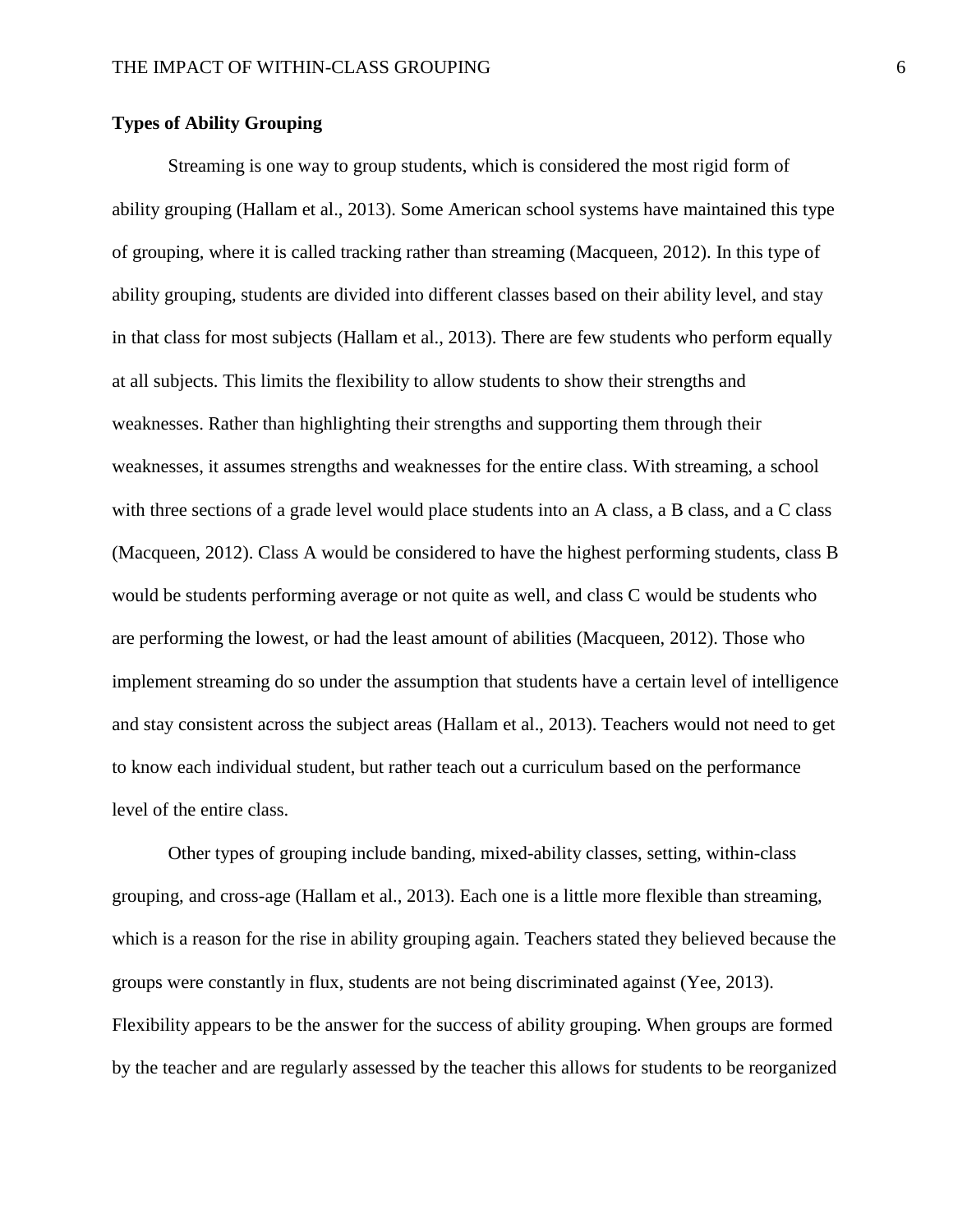## Types of Ability Grouping

Streaming is one way to group students, which is considered the most rigid form of ability grouping (Hallam et al., 2013). Some American school systems have maintained this type of grouping, where it is called tracking rather than streaming (Macqueen, 2012). In this type of ability grouping, students are divided into different classes based on their ability level, and stay in that class for most subjects (Hallam et al., 2013). There are few students who perform equally at all subjects. This limits the flexibility to allow students to show their strengths and weaknesses. Rather than highlighting their strengths and supporting them through their weaknesses, it assumes strengths and weaknesses for the entire class. With streaming, a school with three sections of a grade level would place students into an A class, a B class, and a C class (Macqueen, 2012). Class A would be considered to have the highest performing students, class B would be students performing average or not quite as well, and class C would be students who are performing the lowest, or had the least amount of abilities (Macqueen, 2012). Those who implement streaming do so under the assumption that students have a certain level of intelligence and stay consistent across the subject areas (Hallam et al., 2013). Teachers would not need to get to know each individual student, but rather teach out a curriculum based on the performance level of the entire class.

Other types of grouping include banding, mixed-ability classes, setting, within-class grouping, and cross-age (Hallam et al., 2013). Each one is a little more flexible than streaming, which is a reason for the rise in ability grouping again. Teachers stated they believed because the groups were constantly in flux, students are not being discriminated against (Yee, 2013). Flexibility appears to be the answer for the success of ability grouping. When groups are formed by the teacher and are regularly assessed by the teacher this allows for students to be reorganized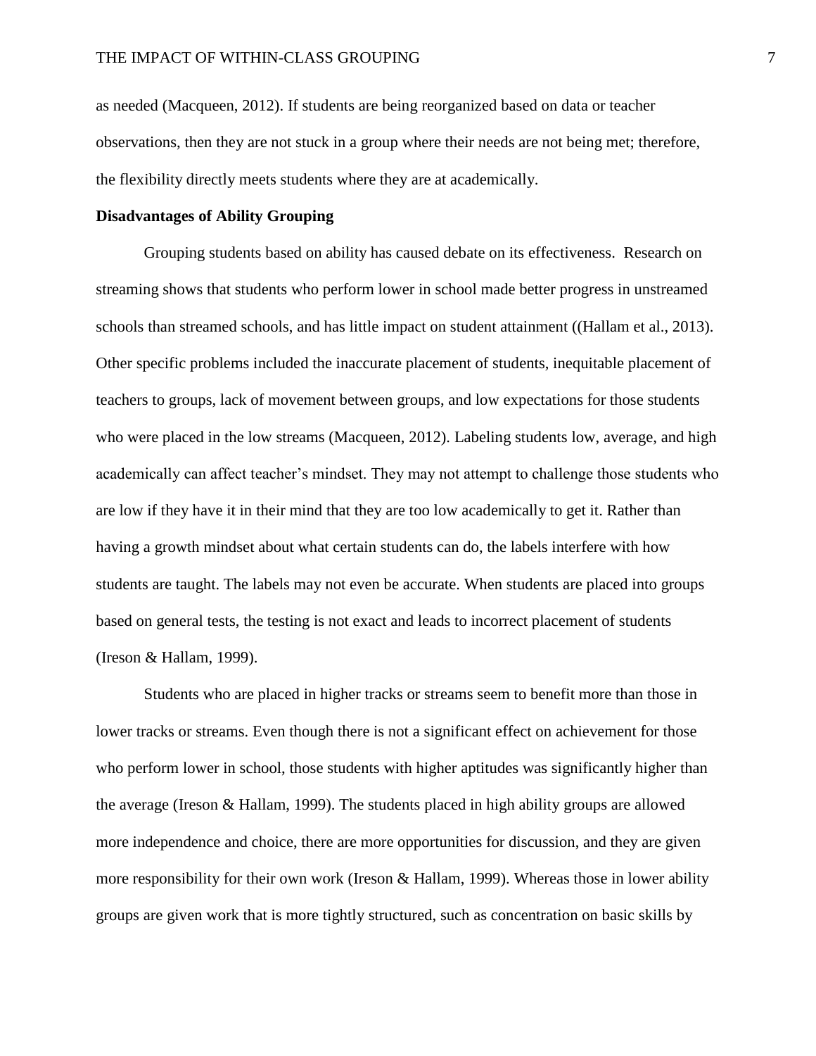as needed (Macqueen, 2012). If students are being reorganized based on data or teacher observations, then they are not stuck in a group where their needs are not being met; therefore, the flexibility directly meets students where they are at academically.

**Disadvantages of Ability Grouping**

Grouping students based on ability has caused debate on its effectiveness. Research on streaming shows that students who perform lower in school made better progress in unstreamed schools than streamed schools, and has little impact on student attainment ((Hallam et al., 2013). Other specific problems included the inaccurate placement of students, inequitable placement of teachers to groups, lack of movement between groups, and low expectations for those students who were placed in the low streams (Macqueen, 2012). Labeling students low, average, and high academically can affect teacher's mindset. They may not attempt to challenge those students who are low if they have it in their mind that they are too low academically to get it. Rather than having a growth mindset about what certain students can do, the labels interfere with how students are taught. The labels may not even be accurate. When students are placed into groups based on general tests, the testing is not exact and leads to incorrect placement of students (Ireson & Hallam, 1999).

Students who are placed in higher tracks or streams seem to benefit more than those in lower tracks or streams. Even though there is not a significant effect on achievement for those who perform lower in school, those students with higher aptitudes was significantly higher than the average (Ireson & Hallam, 1999). The students placed in high ability groups are allowed more independence and choice, there are more opportunities for discussion, and they are given more responsibility for their own work (Ireson & Hallam, 1999). Whereas those in lower ability groups are given work that is more tightly structured, such as concentration on basic skills by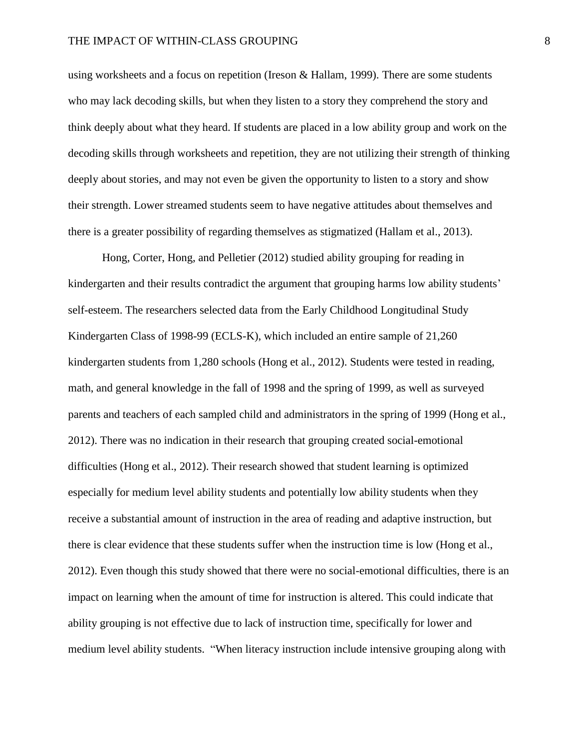using worksheets and a focus on repetition (Ireson & Hallam, 1999). There are some students who may lack decoding skills, but when they listen to a story they comprehend the story and think deeply about what they heard. If students are placed in a low ability group and work on the decoding skills through worksheets and repetition, they are not utilizing their strength of thinking deeply about stories, and may not even be given the opportunity to listen to a story and show their strength. Lower streamed students seem to have negative attitudes about themselves and there is a greater possibility of regarding themselves as stigmatized (Hallam et al., 2013).

Hong, Corter, Hong, and Pelletier (2012) studied ability grouping for reading in kindergarten and their results contradict the argument that grouping harms low ability students' self-esteem. The researchers selected data from the Early Childhood Longitudinal Study Kindergarten Class of 1998-99 (ECLS-K), which included an entire sample of 21,260 kindergarten students from 1,280 schools (Hong et al., 2012). Students were tested in reading, math, and general knowledge in the fall of 1998 and the spring of 1999, as well as surveyed parents and teachers of each sampled child and administrators in the spring of 1999 (Hong et al., 2012). There was no indication in their research that grouping created social-emotional difficulties (Hong et al., 2012). Their research showed that student learning is optimized especially for medium level ability students and potentially low ability students when they receive a substantial amount of instruction in the area of reading and adaptive instruction, but there is clear evidence that these students suffer when the instruction time is low (Hong et al., 2012). Even though this study showed that there were no social-emotional difficulties, there is an impact on learning when the amount of time for instruction is altered. This could indicate that ability grouping is not effective due to lack of instruction time, specifically for lower and medium level ability students. "When literacy instruction include intensive grouping along with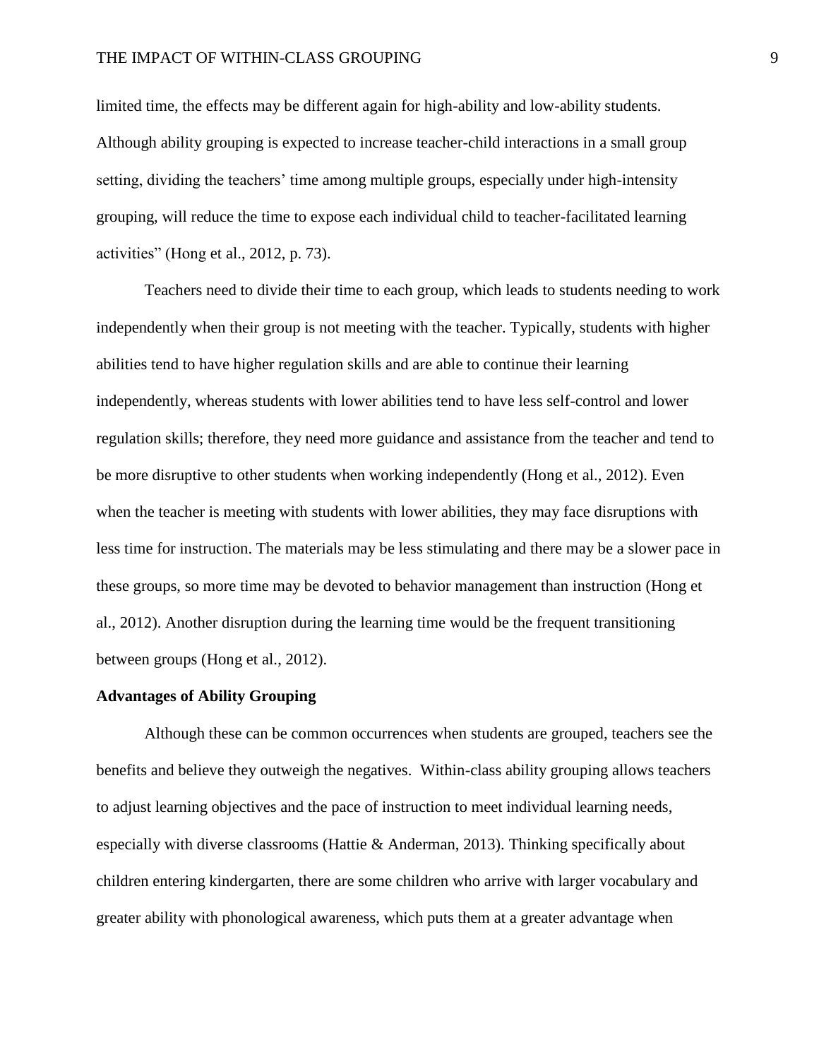limited time, the effects may be different again for high-ability and low-ability students. Although ability grouping is expected to increase teacher-child interactions in a small group setting, dividing the teachers' time among multiple groups, especially under high-intensity grouping, will reduce the time to expose each individual child to teacher-facilitated learning activities" (Hong et al., 2012, p. 73).

Teachers need to divide their time to each group, which leads to students needing to work independently when their group is not meeting with the teacher. Typically, students with higher abilities tend to have higher regulation skills and are able to continue their learning independently, whereas students with lower abilities tend to have less self-control and lower regulation skills; therefore, they need more guidance and assistance from the teacher and tend to be more disruptive to other students when working independently (Hong et al., 2012). Even when the teacher is meeting with students with lower abilities, they may face disruptions with less time for instruction. The materials may be less stimulating and there may be a slower pace in these groups, so more time may be devoted to behavior management than instruction (Hong et al., 2012). Another disruption during the learning time would be the frequent transitioning between groups (Hong et al., 2012).

**Advantages of Ability Grouping**

Although these can be common occurrences when students are grouped, teachers see the benefits and believe they outweigh the negatives. Within-class ability grouping allows teachers to adjust learning objectives and the pace of instruction to meet individual learning needs, especially with diverse classrooms (Hattie & Anderman, 2013). Thinking specifically about children entering kindergarten, there are some children who arrive with larger vocabulary and greater ability with phonological awareness, which puts them at a greater advantage when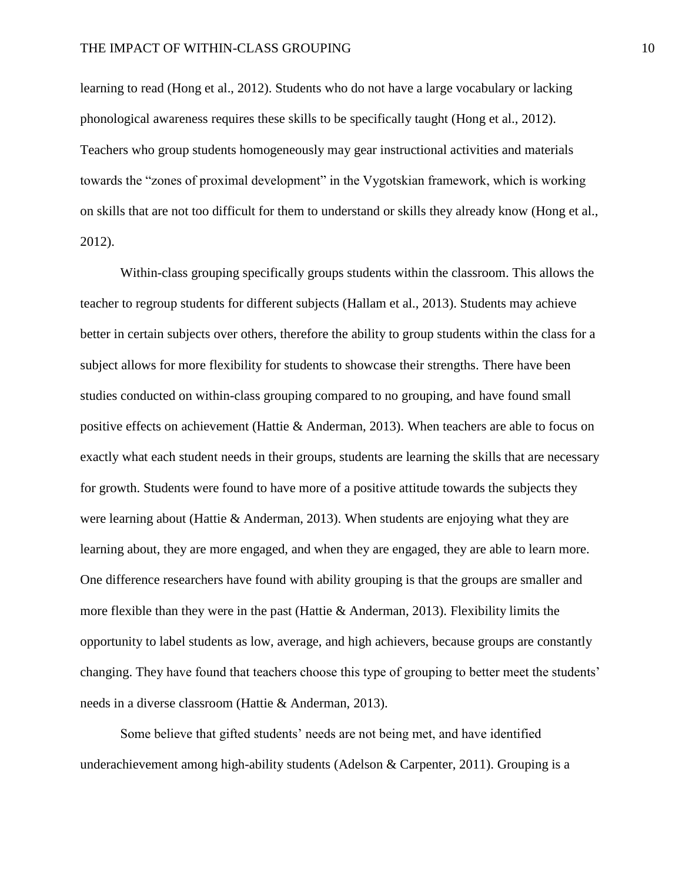learning to read (Hong et al., 2012). Students who do not have a large vocabulary or lacking phonological awareness requires these skills to be specifically taught (Hong et al., 2012). Teachers who group students homogeneously may gear instructional activities and materials towards the "zones of proximal development" in the Vygotskian framework, which is working on skills that are not too difficult for them to understand or skills they already know (Hong et al., 2012).

Within-class grouping specifically groups students within the classroom. This allows the teacher to regroup students for different subjects (Hallam et al., 2013). Students may achieve better in certain subjects over others, therefore the ability to group students within the class for a subject allows for more flexibility for students to showcase their strengths. There have been studies conducted on within-class grouping compared to no grouping, and have found small positive effects on achievement (Hattie & Anderman, 2013). When teachers are able to focus on exactly what each student needs in their groups, students are learning the skills that are necessary for growth. Students were found to have more of a positive attitude towards the subjects they were learning about (Hattie & Anderman, 2013). When students are enjoying what they are learning about, they are more engaged, and when they are engaged, they are able to learn more. One difference researchers have found with ability grouping is that the groups are smaller and more flexible than they were in the past (Hattie & Anderman, 2013). Flexibility limits the opportunity to label students as low, average, and high achievers, because groups are constantly changing. They have found that teachers choose this type of grouping to better meet the students' needs in a diverse classroom (Hattie & Anderman, 2013).

Some believe that gifted students' needs are not being met, and have identified underachievement among high-ability students (Adelson & Carpenter, 2011). Grouping is a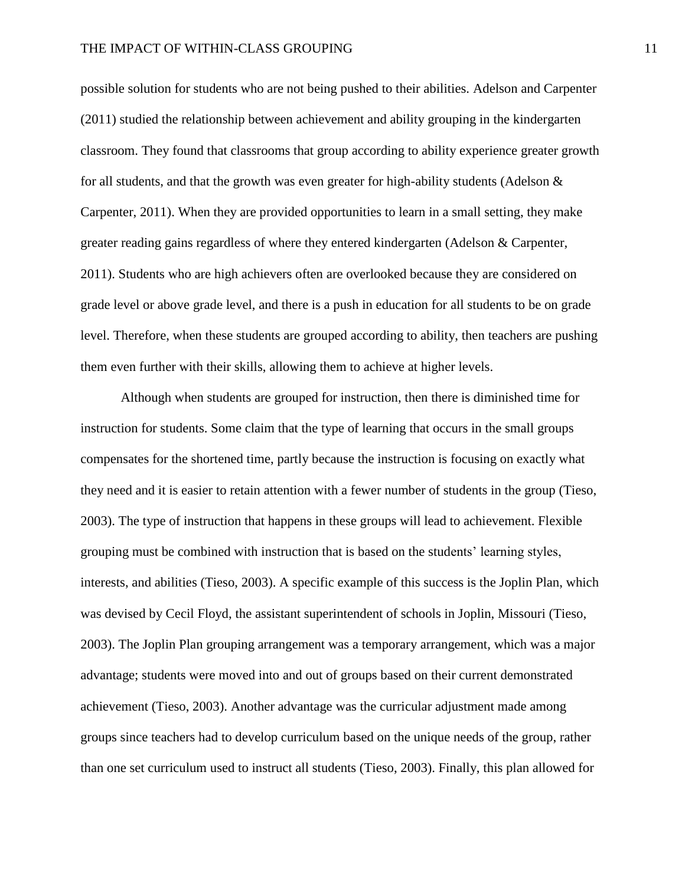possible solution for students who are not being pushed to their abilities. Adelson and Carpenter (2011) studied the relationship between achievement and ability grouping in the kindergarten classroom. They found that classrooms that group according to ability experience greater growth for all students, and that the growth was even greater for high-ability students (Adelson & Carpenter, 2011). When they are provided opportunities to learn in a small setting, they make greater reading gains regardless of where they entered kindergarten (Adelson & Carpenter, 2011). Students who are high achievers often are overlooked because they are considered on grade level or above grade level, and there is a push in education for all students to be on grade level. Therefore, when these students are grouped according to ability, then teachers are pushing them even further with their skills, allowing them to achieve at higher levels.

Although when students are grouped for instruction, then there is diminished time for instruction for students. Some claim that the type of learning that occurs in the small groups compensates for the shortened time, partly because the instruction is focusing on exactly what they need and it is easier to retain attention with a fewer number of students in the group (Tieso, 2003). The type of instruction that happens in these groups will lead to achievement. Flexible grouping must be combined with instruction that is based on the students' learning styles, interests, and abilities (Tieso, 2003). A specific example of this success is the Joplin Plan, which was devised by Cecil Floyd, the assistant superintendent of schools in Joplin, Missouri (Tieso, 2003). The Joplin Plan grouping arrangement was a temporary arrangement, which was a major advantage; students were moved into and out of groups based on their current demonstrated achievement (Tieso, 2003). Another advantage was the curricular adjustment made among groups since teachers had to develop curriculum based on the unique needs of the group, rather than one set curriculum used to instruct all students (Tieso, 2003). Finally, this plan allowed for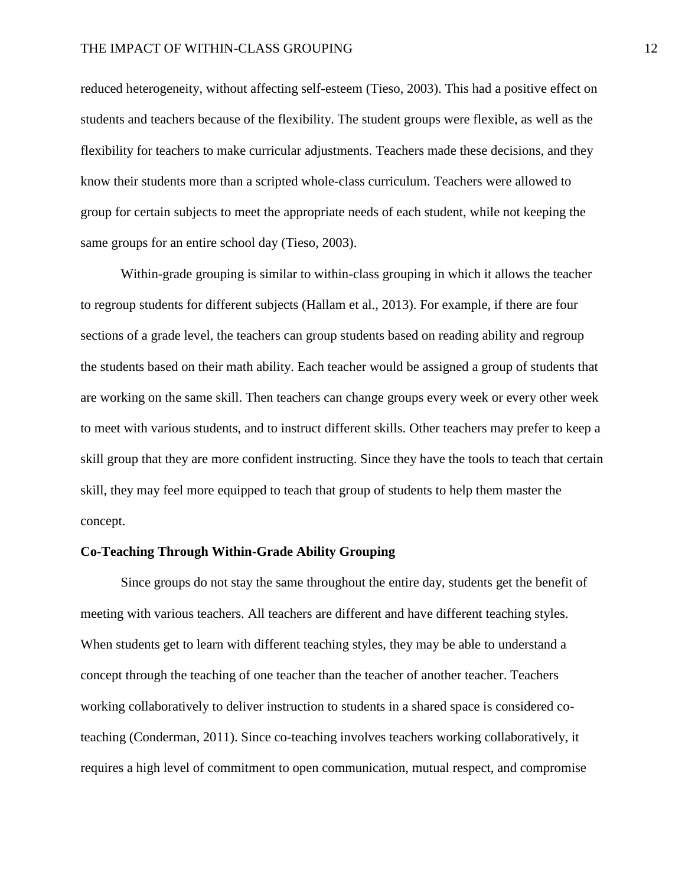reduced heterogeneity, without affecting self-esteem (Tieso, 2003). This had a positive effect on students and teachers because of the flexibility. The student groups were flexible, as well as the flexibility for teachers to make curricular adjustments. Teachers made these decisions, and they know their students more than a scripted whole-class curriculum. Teachers were allowed to group for certain subjects to meet the appropriate needs of each student, while not keeping the same groups for an entire school day (Tieso, 2003).

Within-grade grouping is similar to within-class grouping in which it allows the teacher to regroup students for different subjects (Hallam et al., 2013). For example, if there are four sections of a grade level, the teachers can group students based on reading ability and regroup the students based on their math ability. Each teacher would be assigned a group of students that are working on the same skill. Then teachers can change groups every week or every other week to meet with various students, and to instruct different skills. Other teachers may prefer to keep a skill group that they are more confident instructing. Since they have the tools to teach that certain skill, they may feel more equipped to teach that group of students to help them master the concept.

**Co-Teaching Through Within-Grade Ability Grouping**

Since groups do not stay the same throughout the entire day, students get the benefit of meeting with various teachers. All teachers are different and have different teaching styles. When students get to learn with different teaching styles, they may be able to understand a concept through the teaching of one teacher than the teacher of another teacher. Teachers working collaboratively to deliver instruction to students in a shared space is considered co-teaching (Conderman, 2011). Since co-teaching involves teachers working collaboratively, it requires a high level of commitment to open communication, mutual respect, and compromise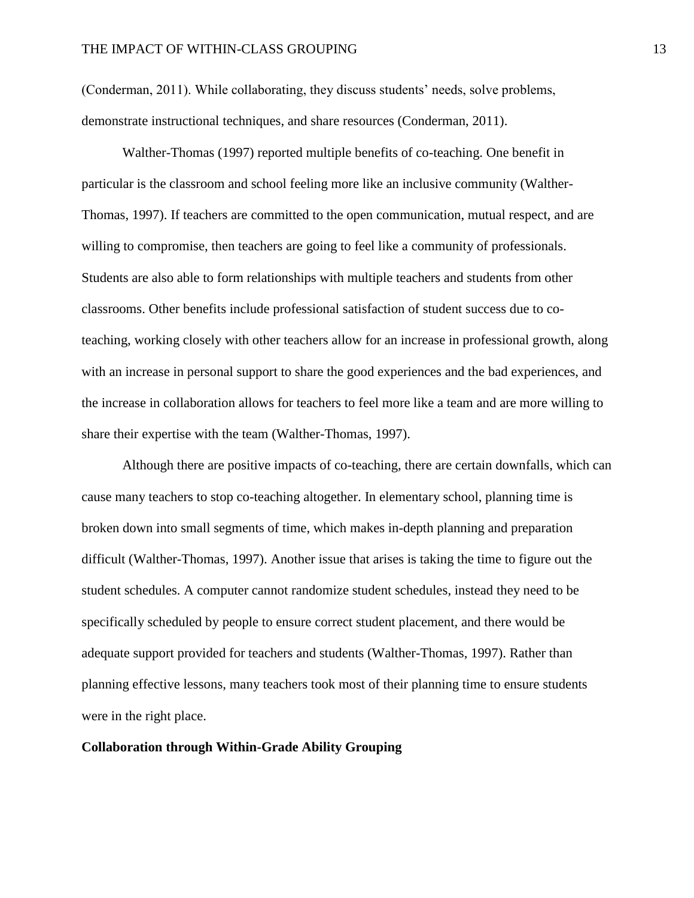(Conderman, 2011). While collaborating, they discuss students' needs, solve problems, demonstrate instructional techniques, and share resources (Conderman, 2011).

Walther-Thomas (1997) reported multiple benefits of co-teaching. One benefit in particular is the classroom and school feeling more like an inclusive community (Walther-Thomas, 1997). If teachers are committed to the open communication, mutual respect, and are willing to compromise, then teachers are going to feel like a community of professionals. Students are also able to form relationships with multiple teachers and students from other classrooms. Other benefits include professional satisfaction of student success due to co-teaching, working closely with other teachers allow for an increase in professional growth, along with an increase in personal support to share the good experiences and the bad experiences, and the increase in collaboration allows for teachers to feel more like a team and are more willing to share their expertise with the team (Walther-Thomas, 1997).

Although there are positive impacts of co-teaching, there are certain downfalls, which can cause many teachers to stop co-teaching altogether. In elementary school, planning time is broken down into small segments of time, which makes in-depth planning and preparation difficult (Walther-Thomas, 1997). Another issue that arises is taking the time to figure out the student schedules. A computer cannot randomize student schedules, instead they need to be specifically scheduled by people to ensure correct student placement, and there would be adequate support provided for teachers and students (Walther-Thomas, 1997). Rather than planning effective lessons, many teachers took most of their planning time to ensure students were in the right place.

**Collaboration through Within-Grade Ability Grouping**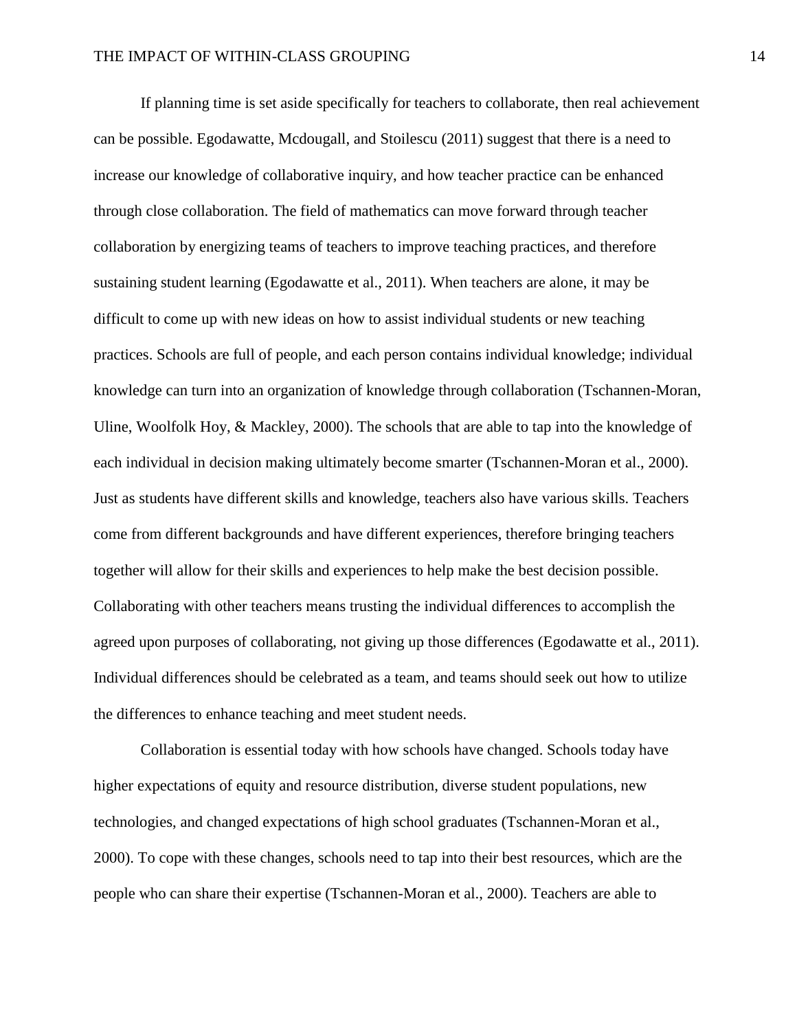If planning time is set aside specifically for teachers to collaborate, then real achievement can be possible. Egodawatte, Mcdougall, and Stoilescu (2011) suggest that there is a need to increase our knowledge of collaborative inquiry, and how teacher practice can be enhanced through close collaboration. The field of mathematics can move forward through teacher collaboration by energizing teams of teachers to improve teaching practices, and therefore sustaining student learning (Egodawatte et al., 2011). When teachers are alone, it may be difficult to come up with new ideas on how to assist individual students or new teaching practices. Schools are full of people, and each person contains individual knowledge; individual knowledge can turn into an organization of knowledge through collaboration (Tschannen-Moran, Uline, Woolfolk Hoy, & Mackley, 2000). The schools that are able to tap into the knowledge of each individual in decision making ultimately become smarter (Tschannen-Moran et al., 2000). Just as students have different skills and knowledge, teachers also have various skills. Teachers come from different backgrounds and have different experiences, therefore bringing teachers together will allow for their skills and experiences to help make the best decision possible. Collaborating with other teachers means trusting the individual differences to accomplish the agreed upon purposes of collaborating, not giving up those differences (Egodawatte et al., 2011). Individual differences should be celebrated as a team, and teams should seek out how to utilize the differences to enhance teaching and meet student needs.

Collaboration is essential today with how schools have changed. Schools today have higher expectations of equity and resource distribution, diverse student populations, new technologies, and changed expectations of high school graduates (Tschannen-Moran et al., 2000). To cope with these changes, schools need to tap into their best resources, which are the people who can share their expertise (Tschannen-Moran et al., 2000). Teachers are able to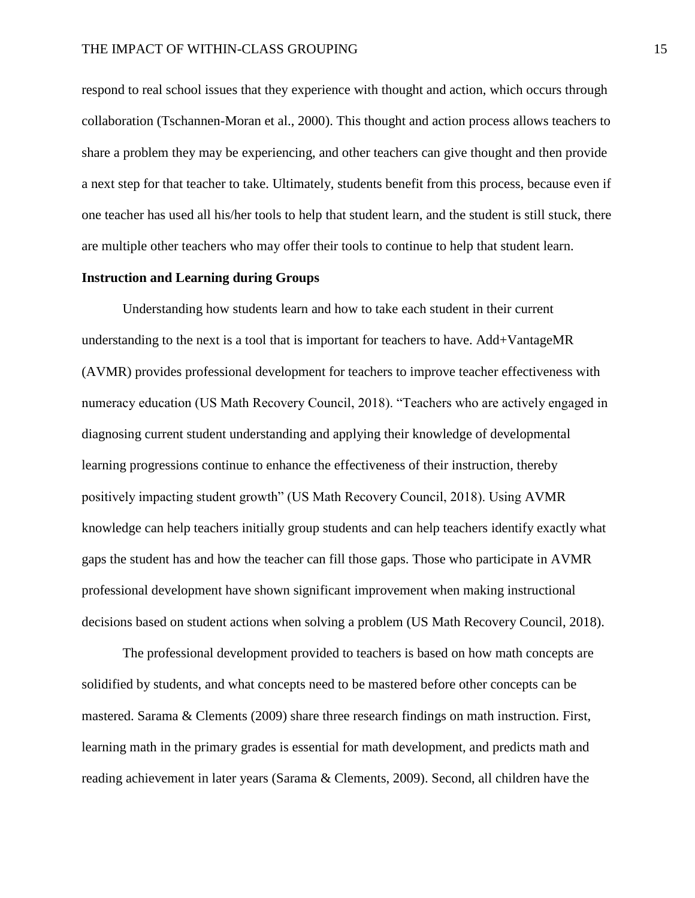respond to real school issues that they experience with thought and action, which occurs through collaboration (Tschannen-Moran et al., 2000). This thought and action process allows teachers to share a problem they may be experiencing, and other teachers can give thought and then provide a next step for that teacher to take. Ultimately, students benefit from this process, because even if one teacher has used all his/her tools to help that student learn, and the student is still stuck, there are multiple other teachers who may offer their tools to continue to help that student learn.

**Instruction and Learning during Groups**

Understanding how students learn and how to take each student in their current understanding to the next is a tool that is important for teachers to have. Add+VantageMR (AVMR) provides professional development for teachers to improve teacher effectiveness with numeracy education (US Math Recovery Council, 2018). "Teachers who are actively engaged in diagnosing current student understanding and applying their knowledge of developmental learning progressions continue to enhance the effectiveness of their instruction, thereby positively impacting student growth" (US Math Recovery Council, 2018). Using AVMR knowledge can help teachers initially group students and can help teachers identify exactly what gaps the student has and how the teacher can fill those gaps. Those who participate in AVMR professional development have shown significant improvement when making instructional decisions based on student actions when solving a problem (US Math Recovery Council, 2018).

The professional development provided to teachers is based on how math concepts are solidified by students, and what concepts need to be mastered before other concepts can be mastered. Sarama & Clements (2009) share three research findings on math instruction. First, learning math in the primary grades is essential for math development, and predicts math and reading achievement in later years (Sarama & Clements, 2009). Second, all children have the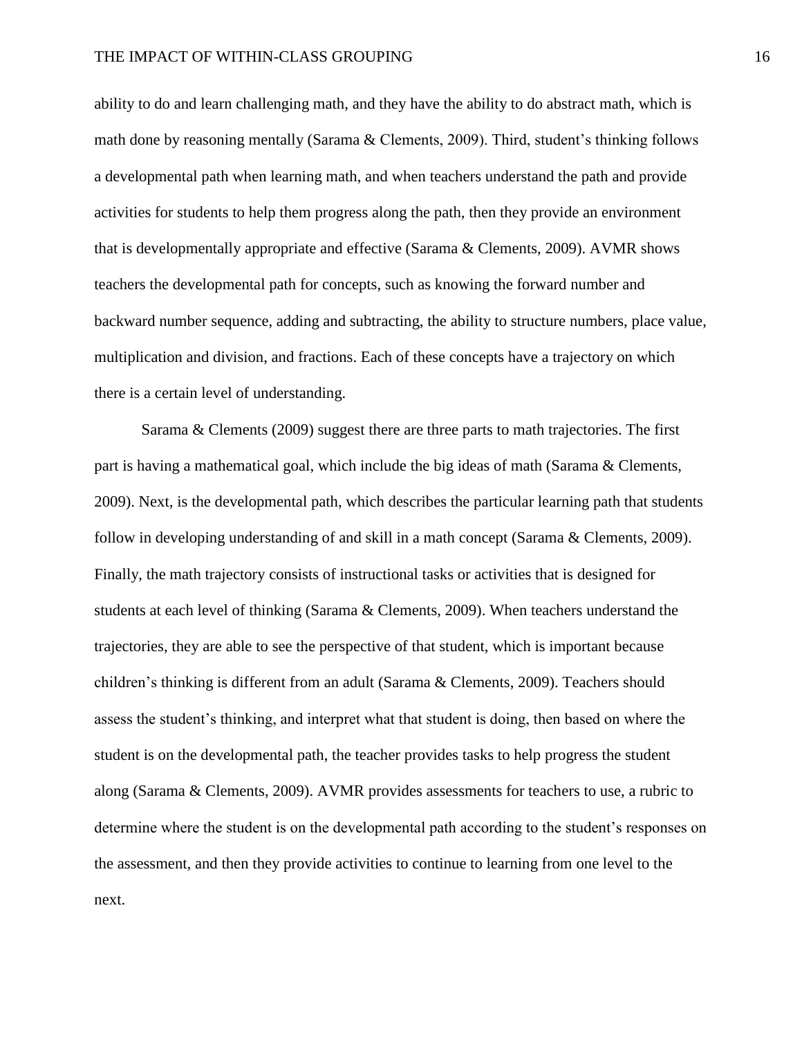ability to do and learn challenging math, and they have the ability to do abstract math, which is math done by reasoning mentally (Sarama & Clements, 2009). Third, student's thinking follows a developmental path when learning math, and when teachers understand the path and provide activities for students to help them progress along the path, then they provide an environment that is developmentally appropriate and effective (Sarama & Clements, 2009). AVMR shows teachers the developmental path for concepts, such as knowing the forward number and backward number sequence, adding and subtracting, the ability to structure numbers, place value, multiplication and division, and fractions. Each of these concepts have a trajectory on which there is a certain level of understanding.

Sarama & Clements (2009) suggest there are three parts to math trajectories. The first part is having a mathematical goal, which include the big ideas of math (Sarama & Clements, 2009). Next, is the developmental path, which describes the particular learning path that students follow in developing understanding of and skill in a math concept (Sarama & Clements, 2009). Finally, the math trajectory consists of instructional tasks or activities that is designed for students at each level of thinking (Sarama & Clements, 2009). When teachers understand the trajectories, they are able to see the perspective of that student, which is important because children's thinking is different from an adult (Sarama & Clements, 2009). Teachers should assess the student's thinking, and interpret what that student is doing, then based on where the student is on the developmental path, the teacher provides tasks to help progress the student along (Sarama & Clements, 2009). AVMR provides assessments for teachers to use, a rubric to determine where the student is on the developmental path according to the student's responses on the assessment, and then they provide activities to continue to learning from one level to the next.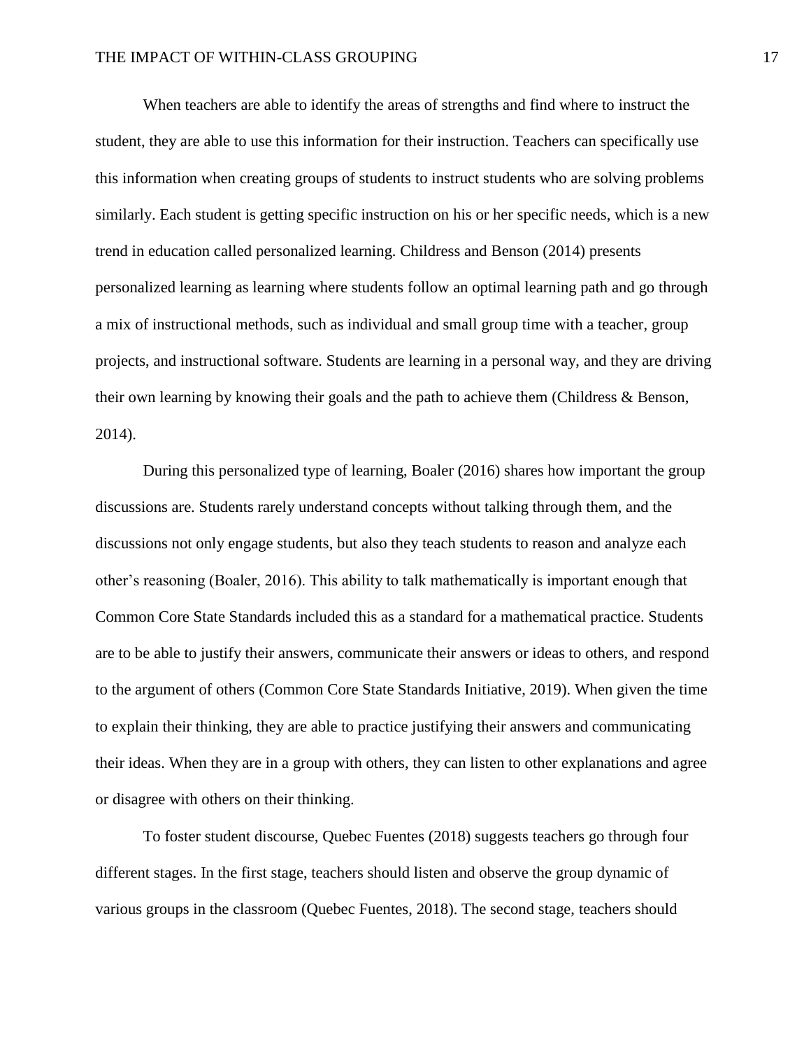When teachers are able to identify the areas of strengths and find where to instruct the student, they are able to use this information for their instruction. Teachers can specifically use this information when creating groups of students to instruct students who are solving problems similarly. Each student is getting specific instruction on his or her specific needs, which is a new trend in education called personalized learning. Childress and Benson (2014) presents personalized learning as learning where students follow an optimal learning path and go through a mix of instructional methods, such as individual and small group time with a teacher, group projects, and instructional software. Students are learning in a personal way, and they are driving their own learning by knowing their goals and the path to achieve them (Childress & Benson, 2014).

During this personalized type of learning, Boaler (2016) shares how important the group discussions are. Students rarely understand concepts without talking through them, and the discussions not only engage students, but also they teach students to reason and analyze each other's reasoning (Boaler, 2016). This ability to talk mathematically is important enough that Common Core State Standards included this as a standard for a mathematical practice. Students are to be able to justify their answers, communicate their answers or ideas to others, and respond to the argument of others (Common Core State Standards Initiative, 2019). When given the time to explain their thinking, they are able to practice justifying their answers and communicating their ideas. When they are in a group with others, they can listen to other explanations and agree or disagree with others on their thinking.

To foster student discourse, Quebec Fuentes (2018) suggests teachers go through four different stages. In the first stage, teachers should listen and observe the group dynamic of various groups in the classroom (Quebec Fuentes, 2018). The second stage, teachers should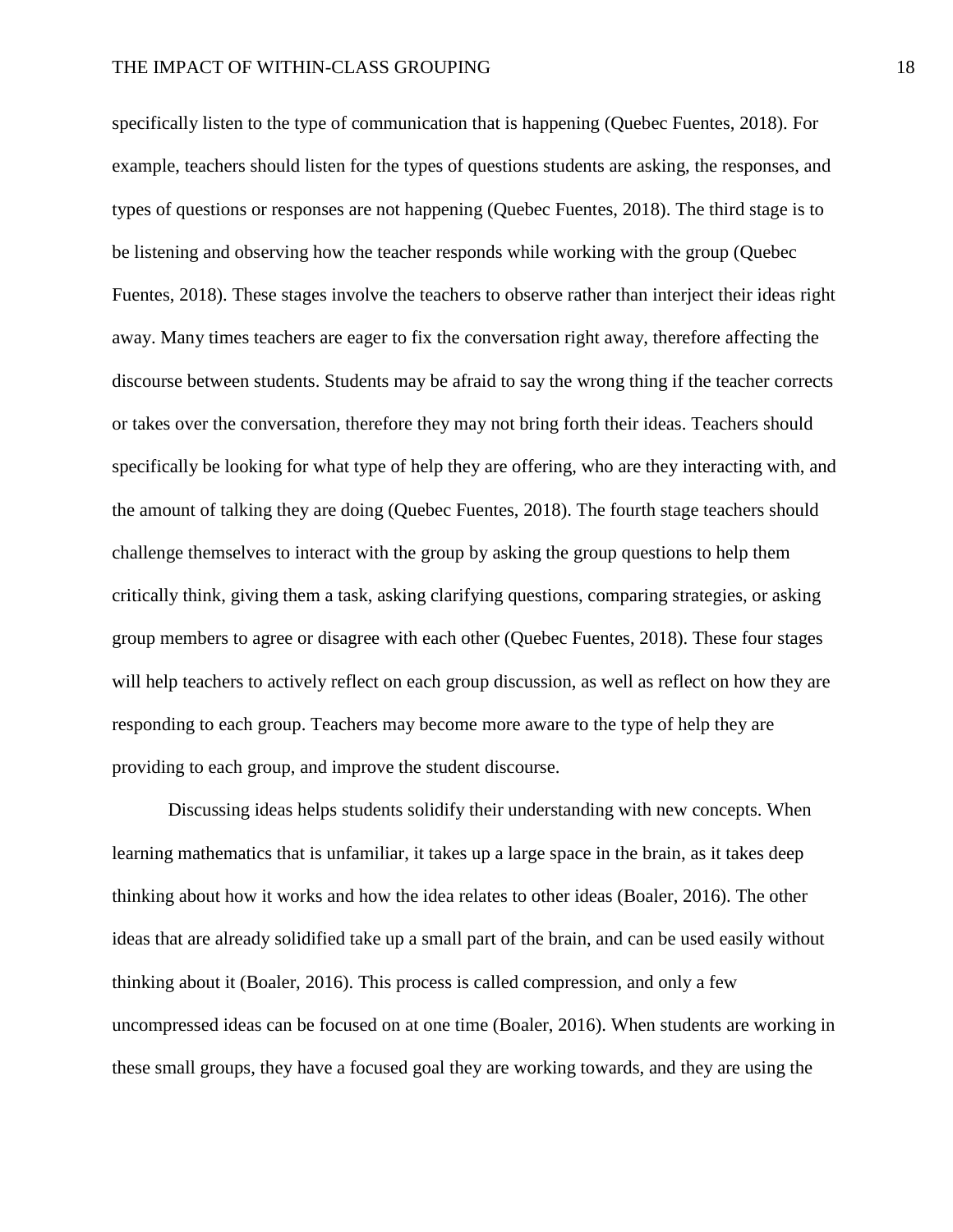specifically listen to the type of communication that is happening (Quebec Fuentes, 2018). For example, teachers should listen for the types of questions students are asking, the responses, and types of questions or responses are not happening (Quebec Fuentes, 2018). The third stage is to be listening and observing how the teacher responds while working with the group (Quebec Fuentes, 2018). These stages involve the teachers to observe rather than interject their ideas right away. Many times teachers are eager to fix the conversation right away, therefore affecting the discourse between students. Students may be afraid to say the wrong thing if the teacher corrects or takes over the conversation, therefore they may not bring forth their ideas. Teachers should specifically be looking for what type of help they are offering, who are they interacting with, and the amount of talking they are doing (Quebec Fuentes, 2018). The fourth stage teachers should challenge themselves to interact with the group by asking the group questions to help them critically think, giving them a task, asking clarifying questions, comparing strategies, or asking group members to agree or disagree with each other (Quebec Fuentes, 2018). These four stages will help teachers to actively reflect on each group discussion, as well as reflect on how they are responding to each group. Teachers may become more aware to the type of help they are providing to each group, and improve the student discourse.

Discussing ideas helps students solidify their understanding with new concepts. When learning mathematics that is unfamiliar, it takes up a large space in the brain, as it takes deep thinking about how it works and how the idea relates to other ideas (Boaler, 2016). The other ideas that are already solidified take up a small part of the brain, and can be used easily without thinking about it (Boaler, 2016). This process is called compression, and only a few uncompressed ideas can be focused on at one time (Boaler, 2016). When students are working in these small groups, they have a focused goal they are working towards, and they are using the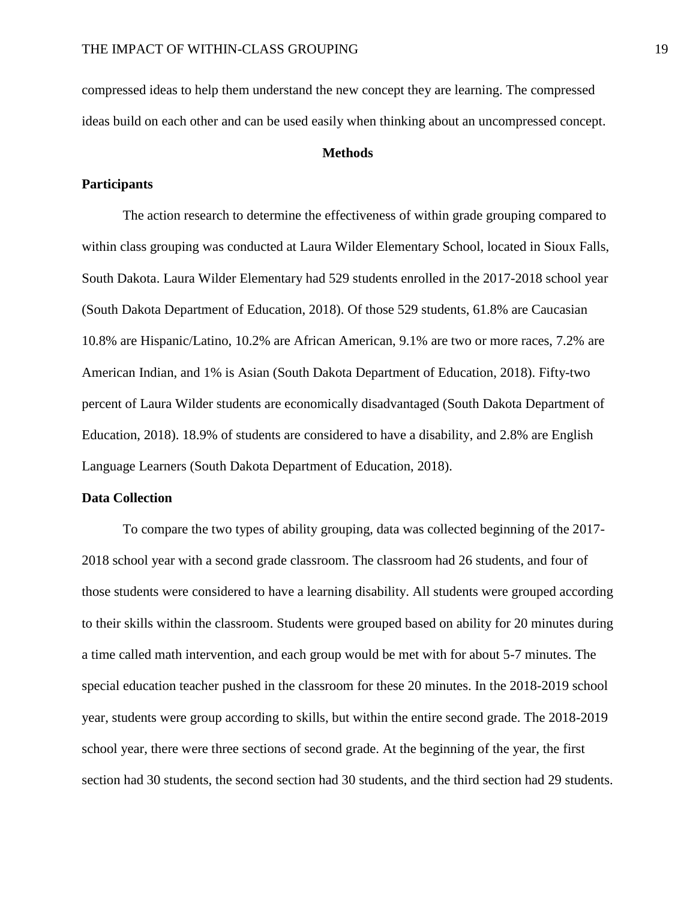compressed ideas to help them understand the new concept they are learning. The compressed ideas build on each other and can be used easily when thinking about an uncompressed concept.

## Methods

### Participants

The action research to determine the effectiveness of within grade grouping compared to within class grouping was conducted at Laura Wilder Elementary School, located in Sioux Falls, South Dakota. Laura Wilder Elementary had 529 students enrolled in the 2017-2018 school year (South Dakota Department of Education, 2018). Of those 529 students, 61.8% are Caucasian 10.8% are Hispanic/Latino, 10.2% are African American, 9.1% are two or more races, 7.2% are American Indian, and 1% is Asian (South Dakota Department of Education, 2018). Fifty-two percent of Laura Wilder students are economically disadvantaged (South Dakota Department of Education, 2018). 18.9% of students are considered to have a disability, and 2.8% are English Language Learners (South Dakota Department of Education, 2018).

### Data Collection

To compare the two types of ability grouping, data was collected beginning of the 2017-2018 school year with a second grade classroom. The classroom had 26 students, and four of those students were considered to have a learning disability. All students were grouped according to their skills within the classroom. Students were grouped based on ability for 20 minutes during a time called math intervention, and each group would be met with for about 5-7 minutes. The special education teacher pushed in the classroom for these 20 minutes. In the 2018-2019 school year, students were group according to skills, but within the entire second grade. The 2018-2019 school year, there were three sections of second grade. At the beginning of the year, the first section had 30 students, the second section had 30 students, and the third section had 29 students.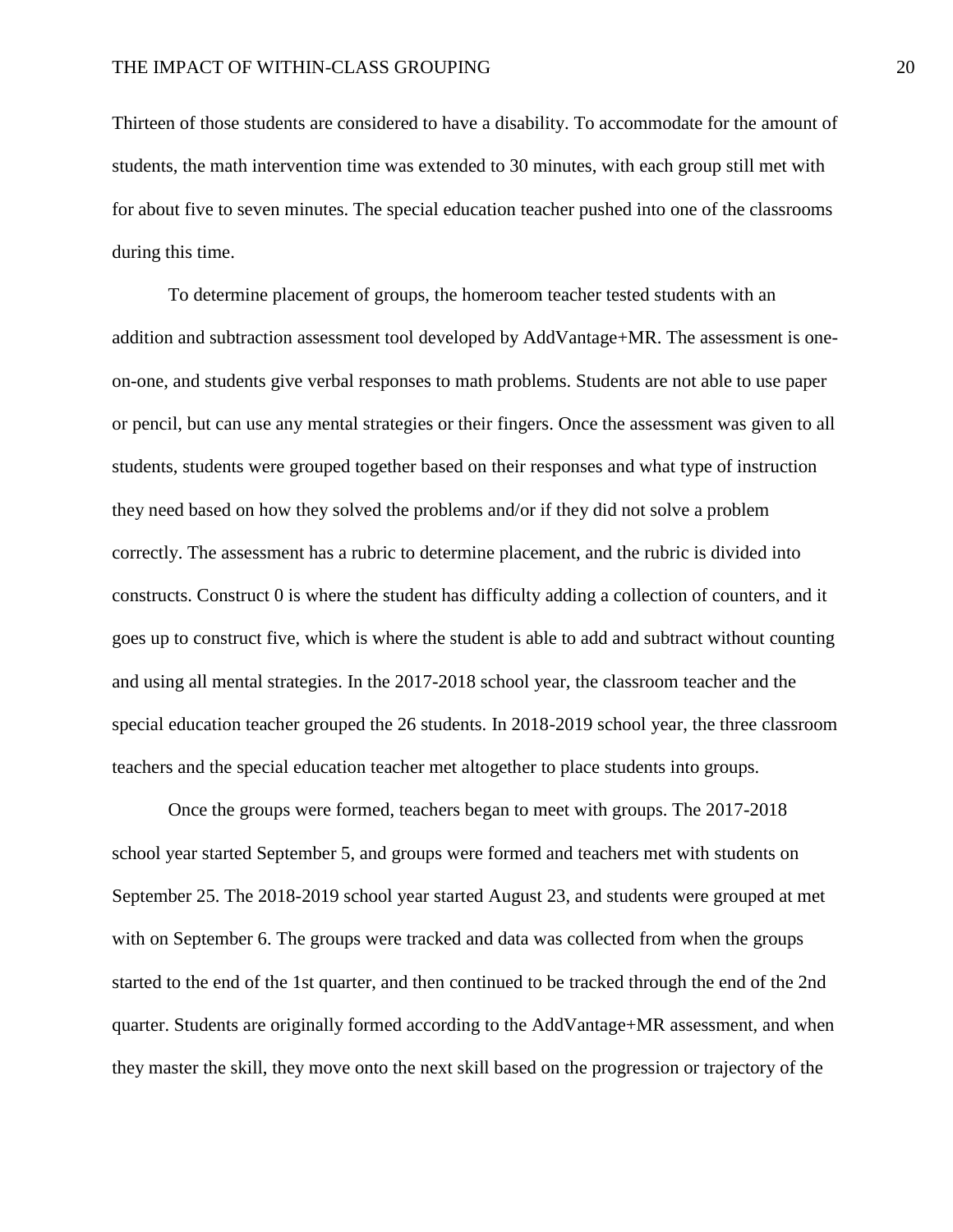Thirteen of those students are considered to have a disability. To accommodate for the amount of students, the math intervention time was extended to 30 minutes, with each group still met with for about five to seven minutes. The special education teacher pushed into one of the classrooms during this time.

To determine placement of groups, the homeroom teacher tested students with an addition and subtraction assessment tool developed by AddVantage+MR. The assessment is one-on-one, and students give verbal responses to math problems. Students are not able to use paper or pencil, but can use any mental strategies or their fingers. Once the assessment was given to all students, students were grouped together based on their responses and what type of instruction they need based on how they solved the problems and/or if they did not solve a problem correctly. The assessment has a rubric to determine placement, and the rubric is divided into constructs. Construct 0 is where the student has difficulty adding a collection of counters, and it goes up to construct five, which is where the student is able to add and subtract without counting and using all mental strategies. In the 2017-2018 school year, the classroom teacher and the special education teacher grouped the 26 students. In 2018-2019 school year, the three classroom teachers and the special education teacher met altogether to place students into groups.

Once the groups were formed, teachers began to meet with groups. The 2017-2018 school year started September 5, and groups were formed and teachers met with students on September 25. The 2018-2019 school year started August 23, and students were grouped at met with on September 6. The groups were tracked and data was collected from when the groups started to the end of the 1st quarter, and then continued to be tracked through the end of the 2nd quarter. Students are originally formed according to the AddVantage+MR assessment, and when they master the skill, they move onto the next skill based on the progression or trajectory of the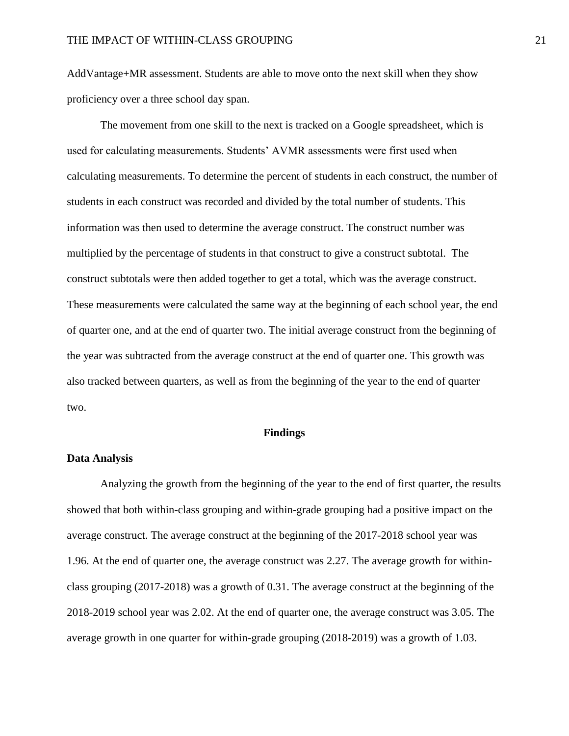AddVantage+MR assessment. Students are able to move onto the next skill when they show proficiency over a three school day span.

The movement from one skill to the next is tracked on a Google spreadsheet, which is used for calculating measurements. Students' AVMR assessments were first used when calculating measurements. To determine the percent of students in each construct, the number of students in each construct was recorded and divided by the total number of students. This information was then used to determine the average construct. The construct number was multiplied by the percentage of students in that construct to give a construct subtotal. The construct subtotals were then added together to get a total, which was the average construct. These measurements were calculated the same way at the beginning of each school year, the end of quarter one, and at the end of quarter two. The initial average construct from the beginning of the year was subtracted from the average construct at the end of quarter one. This growth was also tracked between quarters, as well as from the beginning of the year to the end of quarter two.

## Findings

### Data Analysis

Analyzing the growth from the beginning of the year to the end of first quarter, the results showed that both within-class grouping and within-grade grouping had a positive impact on the average construct. The average construct at the beginning of the 2017-2018 school year was 1.96. At the end of quarter one, the average construct was 2.27. The average growth for within-class grouping (2017-2018) was a growth of 0.31. The average construct at the beginning of the 2018-2019 school year was 2.02. At the end of quarter one, the average construct was 3.05. The average growth in one quarter for within-grade grouping (2018-2019) was a growth of 1.03.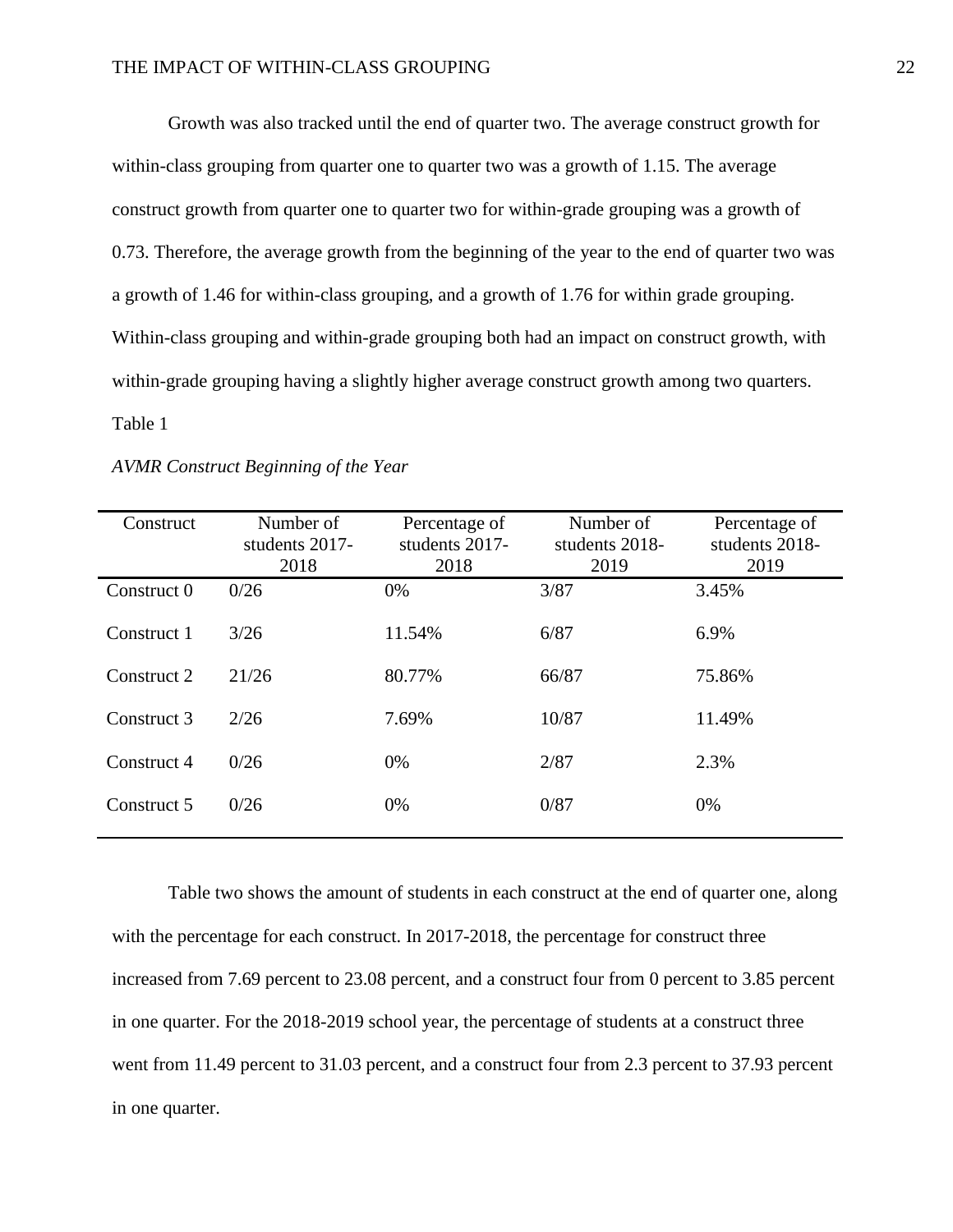Growth was also tracked until the end of quarter two. The average construct growth for within-class grouping from quarter one to quarter two was a growth of 1.15. The average construct growth from quarter one to quarter two for within-grade grouping was a growth of 0.73. Therefore, the average growth from the beginning of the year to the end of quarter two was a growth of 1.46 for within-class grouping, and a growth of 1.76 for within grade grouping. Within-class grouping and within-grade grouping both had an impact on construct growth, with within-grade grouping having a slightly higher average construct growth among two quarters.

Table 1

*AVMR Construct Beginning of the Year*

| Construct | Number of students 2017-2018 | Percentage of students 2017-2018 | Number of students 2018-2019 | Percentage of students 2018-2019 |
|---|---|---|---|---|
| Construct 0 | 0/26 | 0% | 3/87 | 3.45% |
| Construct 1 | 3/26 | 11.54% | 6/87 | 6.9% |
| Construct 2 | 21/26 | 80.77% | 66/87 | 75.86% |
| Construct 3 | 2/26 | 7.69% | 10/87 | 11.49% |
| Construct 4 | 0/26 | 0% | 2/87 | 2.3% |
| Construct 5 | 0/26 | 0% | 0/87 | 0% |

Table two shows the amount of students in each construct at the end of quarter one, along with the percentage for each construct. In 2017-2018, the percentage for construct three increased from 7.69 percent to 23.08 percent, and a construct four from 0 percent to 3.85 percent in one quarter. For the 2018-2019 school year, the percentage of students at a construct three went from 11.49 percent to 31.03 percent, and a construct four from 2.3 percent to 37.93 percent in one quarter.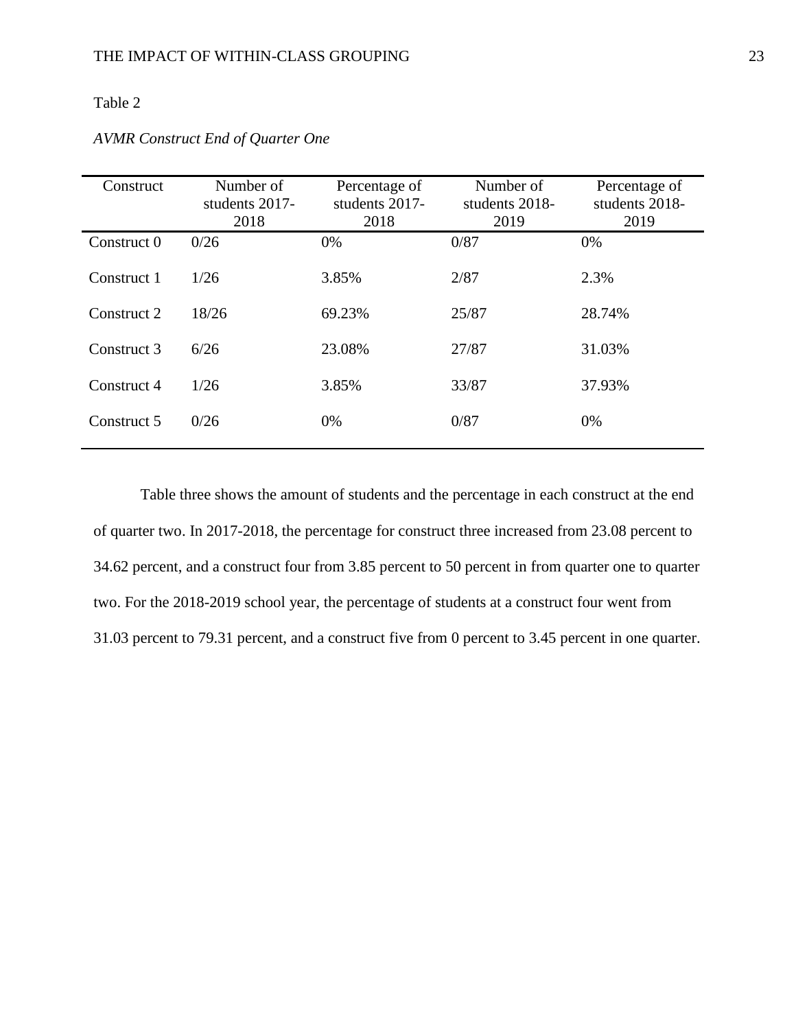Table 2

*AVMR Construct End of Quarter One*

| Construct | Number of students 2017-2018 | Percentage of students 2017-2018 | Number of students 2018-2019 | Percentage of students 2018-2019 |
|---|---|---|---|---|
| Construct 0 | 0/26 | 0% | 0/87 | 0% |
| Construct 1 | 1/26 | 3.85% | 2/87 | 2.3% |
| Construct 2 | 18/26 | 69.23% | 25/87 | 28.74% |
| Construct 3 | 6/26 | 23.08% | 27/87 | 31.03% |
| Construct 4 | 1/26 | 3.85% | 33/87 | 37.93% |
| Construct 5 | 0/26 | 0% | 0/87 | 0% |

Table three shows the amount of students and the percentage in each construct at the end of quarter two. In 2017-2018, the percentage for construct three increased from 23.08 percent to 34.62 percent, and a construct four from 3.85 percent to 50 percent in from quarter one to quarter two. For the 2018-2019 school year, the percentage of students at a construct four went from 31.03 percent to 79.31 percent, and a construct five from 0 percent to 3.45 percent in one quarter.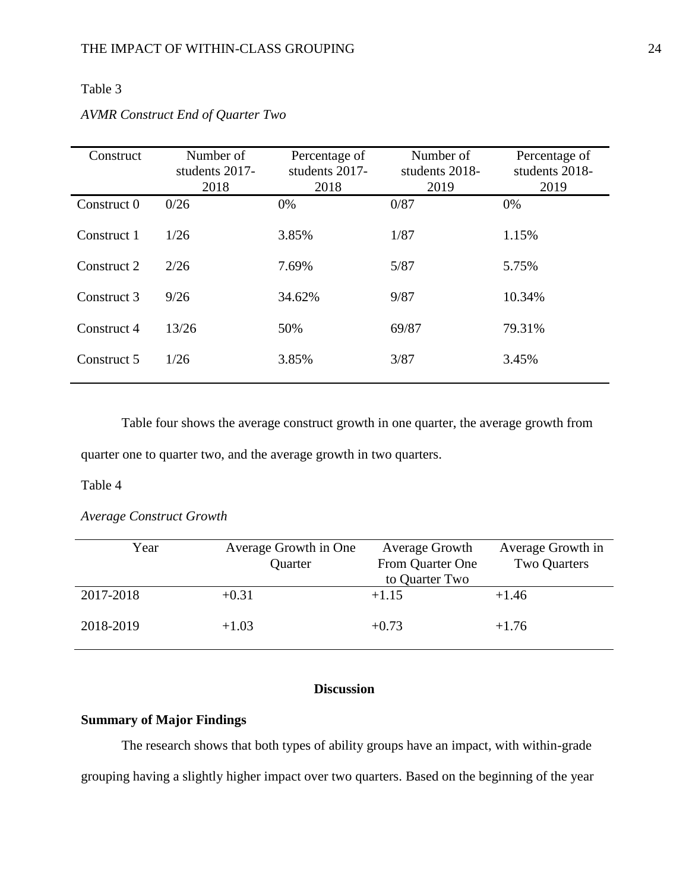Table 3

*AVMR Construct End of Quarter Two*

| Construct | Number of students 2017-2018 | Percentage of students 2017-2018 | Number of students 2018-2019 | Percentage of students 2018-2019 |
|---|---|---|---|---|
| Construct 0 | 0/26 | 0% | 0/87 | 0% |
| Construct 1 | 1/26 | 3.85% | 1/87 | 1.15% |
| Construct 2 | 2/26 | 7.69% | 5/87 | 5.75% |
| Construct 3 | 9/26 | 34.62% | 9/87 | 10.34% |
| Construct 4 | 13/26 | 50% | 69/87 | 79.31% |
| Construct 5 | 1/26 | 3.85% | 3/87 | 3.45% |

Table four shows the average construct growth in one quarter, the average growth from quarter one to quarter two, and the average growth in two quarters.

Table 4

*Average Construct Growth*

| Year | Average Growth in One Quarter | Average Growth From Quarter One to Quarter Two | Average Growth in Two Quarters |
|---|---|---|---|
| 2017-2018 | +0.31 | +1.15 | +1.46 |
| 2018-2019 | +1.03 | +0.73 | +1.76 |

## Discussion

### Summary of Major Findings

The research shows that both types of ability groups have an impact, with within-grade grouping having a slightly higher impact over two quarters. Based on the beginning of the year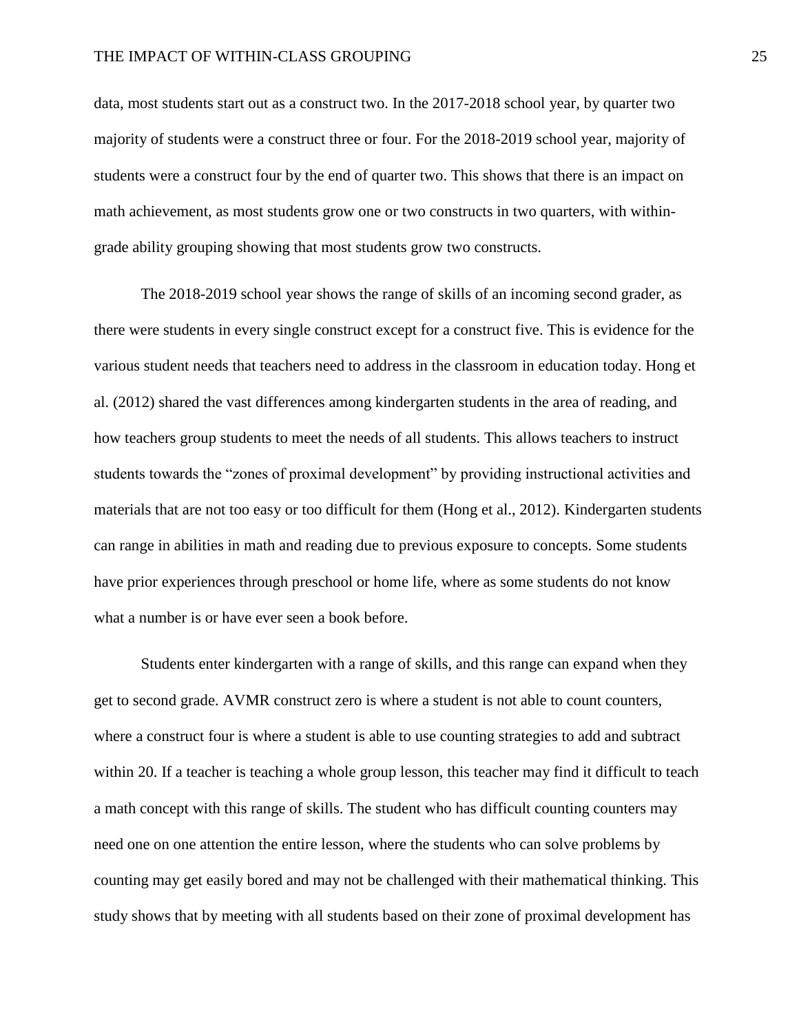data, most students start out as a construct two. In the 2017-2018 school year, by quarter two majority of students were a construct three or four. For the 2018-2019 school year, majority of students were a construct four by the end of quarter two. This shows that there is an impact on math achievement, as most students grow one or two constructs in two quarters, with within-grade ability grouping showing that most students grow two constructs.

The 2018-2019 school year shows the range of skills of an incoming second grader, as there were students in every single construct except for a construct five. This is evidence for the various student needs that teachers need to address in the classroom in education today. Hong et al. (2012) shared the vast differences among kindergarten students in the area of reading, and how teachers group students to meet the needs of all students. This allows teachers to instruct students towards the "zones of proximal development" by providing instructional activities and materials that are not too easy or too difficult for them (Hong et al., 2012). Kindergarten students can range in abilities in math and reading due to previous exposure to concepts. Some students have prior experiences through preschool or home life, where as some students do not know what a number is or have ever seen a book before.

Students enter kindergarten with a range of skills, and this range can expand when they get to second grade. AVMR construct zero is where a student is not able to count counters, where a construct four is where a student is able to use counting strategies to add and subtract within 20. If a teacher is teaching a whole group lesson, this teacher may find it difficult to teach a math concept with this range of skills. The student who has difficult counting counters may need one on one attention the entire lesson, where the students who can solve problems by counting may get easily bored and may not be challenged with their mathematical thinking. This study shows that by meeting with all students based on their zone of proximal development has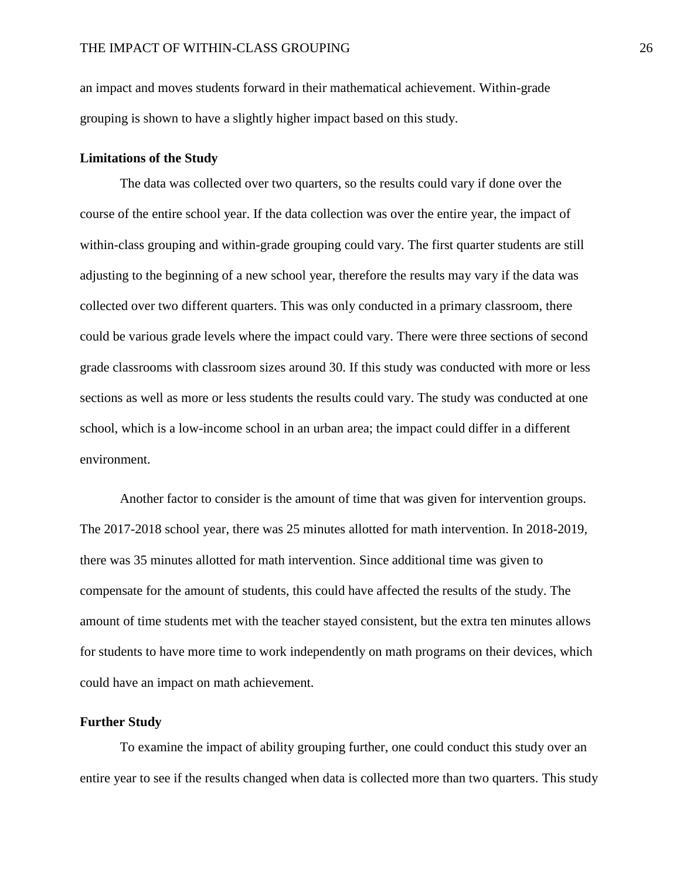an impact and moves students forward in their mathematical achievement. Within-grade grouping is shown to have a slightly higher impact based on this study.

## Limitations of the Study

The data was collected over two quarters, so the results could vary if done over the course of the entire school year. If the data collection was over the entire year, the impact of within-class grouping and within-grade grouping could vary. The first quarter students are still adjusting to the beginning of a new school year, therefore the results may vary if the data was collected over two different quarters. This was only conducted in a primary classroom, there could be various grade levels where the impact could vary. There were three sections of second grade classrooms with classroom sizes around 30. If this study was conducted with more or less sections as well as more or less students the results could vary. The study was conducted at one school, which is a low-income school in an urban area; the impact could differ in a different environment.

Another factor to consider is the amount of time that was given for intervention groups. The 2017-2018 school year, there was 25 minutes allotted for math intervention. In 2018-2019, there was 35 minutes allotted for math intervention. Since additional time was given to compensate for the amount of students, this could have affected the results of the study. The amount of time students met with the teacher stayed consistent, but the extra ten minutes allows for students to have more time to work independently on math programs on their devices, which could have an impact on math achievement.

## Further Study

To examine the impact of ability grouping further, one could conduct this study over an entire year to see if the results changed when data is collected more than two quarters. This study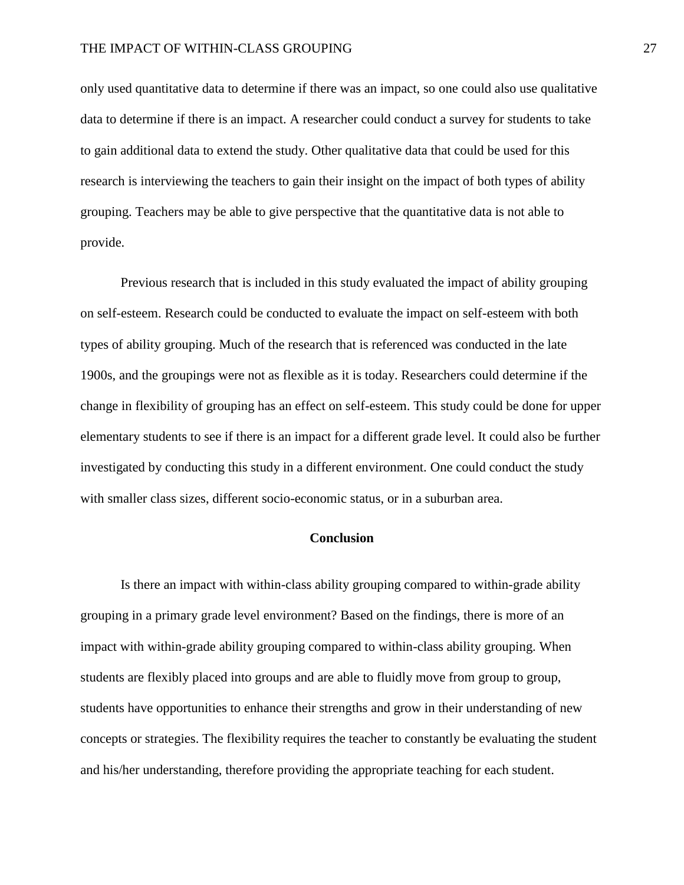only used quantitative data to determine if there was an impact, so one could also use qualitative data to determine if there is an impact. A researcher could conduct a survey for students to take to gain additional data to extend the study. Other qualitative data that could be used for this research is interviewing the teachers to gain their insight on the impact of both types of ability grouping. Teachers may be able to give perspective that the quantitative data is not able to provide.

Previous research that is included in this study evaluated the impact of ability grouping on self-esteem. Research could be conducted to evaluate the impact on self-esteem with both types of ability grouping. Much of the research that is referenced was conducted in the late 1900s, and the groupings were not as flexible as it is today. Researchers could determine if the change in flexibility of grouping has an effect on self-esteem. This study could be done for upper elementary students to see if there is an impact for a different grade level. It could also be further investigated by conducting this study in a different environment. One could conduct the study with smaller class sizes, different socio-economic status, or in a suburban area.

## Conclusion

Is there an impact with within-class ability grouping compared to within-grade ability grouping in a primary grade level environment? Based on the findings, there is more of an impact with within-grade ability grouping compared to within-class ability grouping. When students are flexibly placed into groups and are able to fluidly move from group to group, students have opportunities to enhance their strengths and grow in their understanding of new concepts or strategies. The flexibility requires the teacher to constantly be evaluating the student and his/her understanding, therefore providing the appropriate teaching for each student.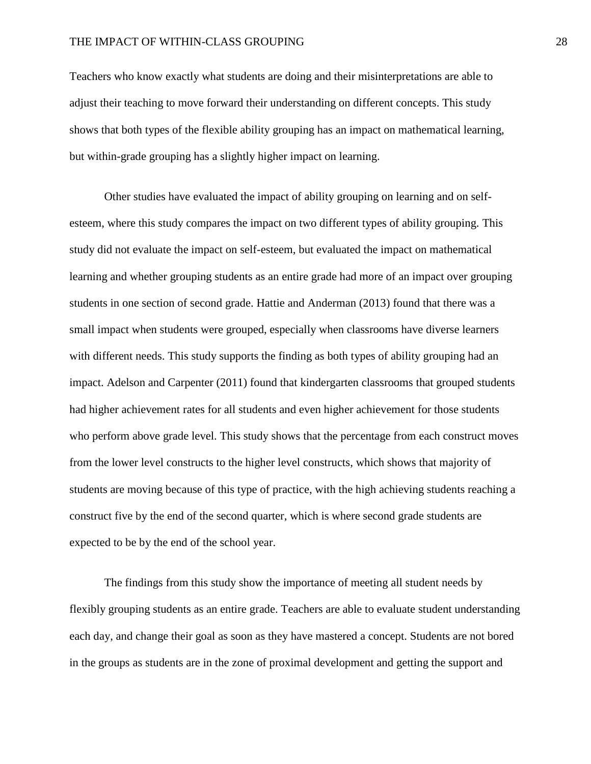Teachers who know exactly what students are doing and their misinterpretations are able to adjust their teaching to move forward their understanding on different concepts. This study shows that both types of the flexible ability grouping has an impact on mathematical learning, but within-grade grouping has a slightly higher impact on learning.

Other studies have evaluated the impact of ability grouping on learning and on self-esteem, where this study compares the impact on two different types of ability grouping. This study did not evaluate the impact on self-esteem, but evaluated the impact on mathematical learning and whether grouping students as an entire grade had more of an impact over grouping students in one section of second grade. Hattie and Anderman (2013) found that there was a small impact when students were grouped, especially when classrooms have diverse learners with different needs. This study supports the finding as both types of ability grouping had an impact. Adelson and Carpenter (2011) found that kindergarten classrooms that grouped students had higher achievement rates for all students and even higher achievement for those students who perform above grade level. This study shows that the percentage from each construct moves from the lower level constructs to the higher level constructs, which shows that majority of students are moving because of this type of practice, with the high achieving students reaching a construct five by the end of the second quarter, which is where second grade students are expected to be by the end of the school year.

The findings from this study show the importance of meeting all student needs by flexibly grouping students as an entire grade. Teachers are able to evaluate student understanding each day, and change their goal as soon as they have mastered a concept. Students are not bored in the groups as students are in the zone of proximal development and getting the support and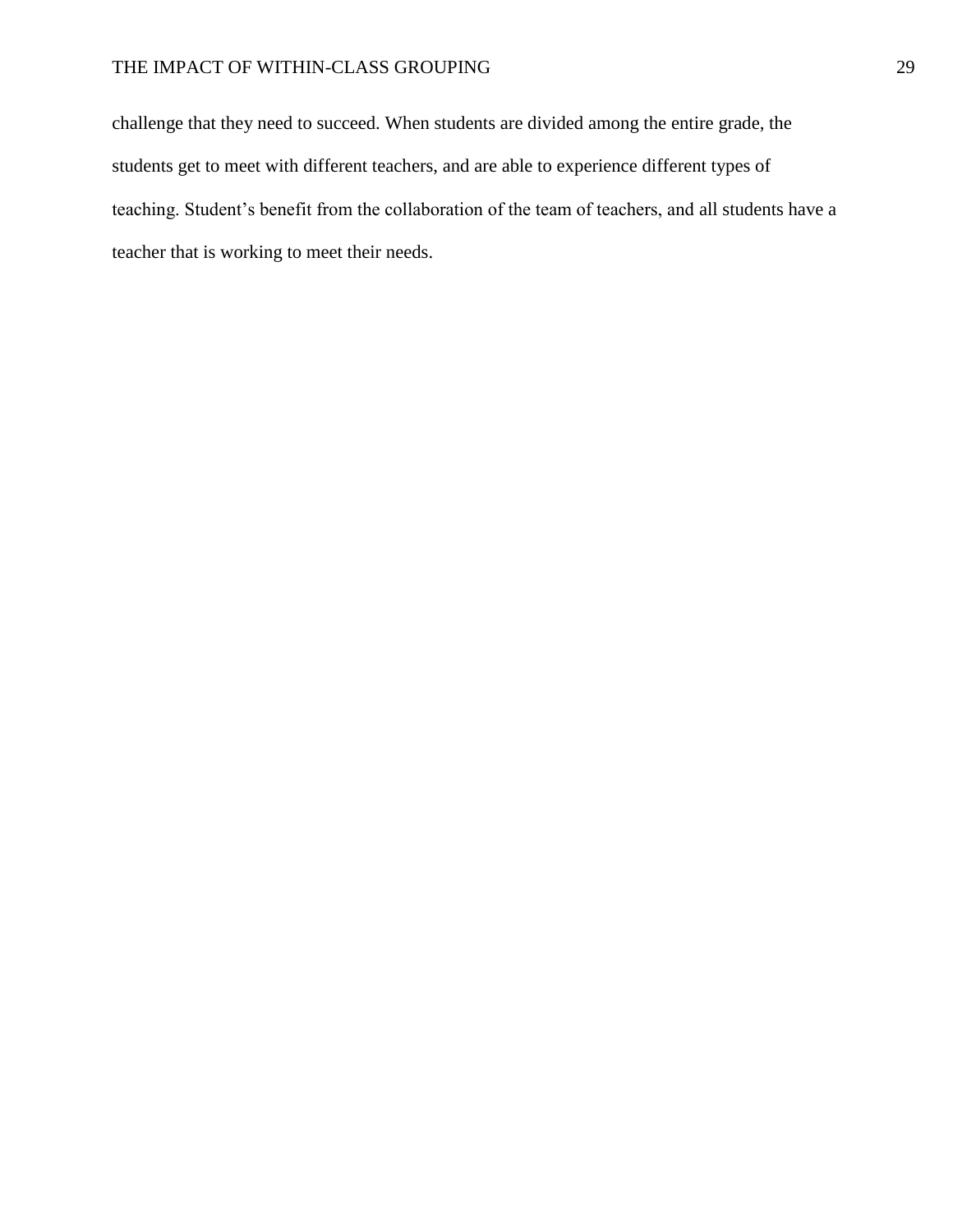challenge that they need to succeed. When students are divided among the entire grade, the students get to meet with different teachers, and are able to experience different types of teaching. Student’s benefit from the collaboration of the team of teachers, and all students have a teacher that is working to meet their needs.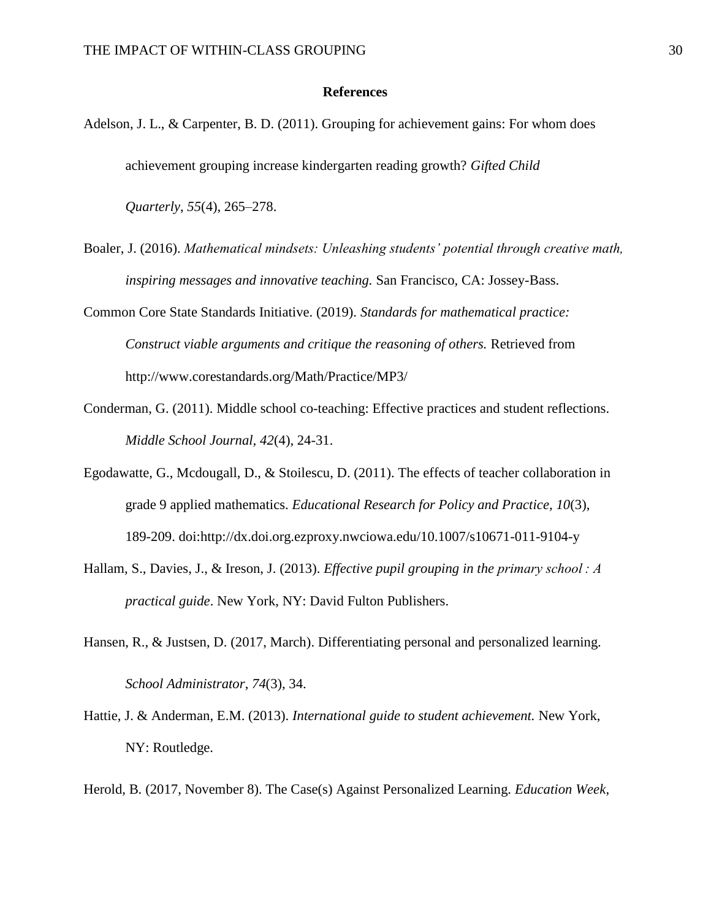**References**

Adelson, J. L., & Carpenter, B. D. (2011). Grouping for achievement gains: For whom does achievement grouping increase kindergarten reading growth? *Gifted Child Quarterly*, *55*(4), 265–278.

Boaler, J. (2016). *Mathematical mindsets: Unleashing students' potential through creative math, inspiring messages and innovative teaching.* San Francisco, CA: Jossey-Bass.

Common Core State Standards Initiative. (2019). *Standards for mathematical practice: Construct viable arguments and critique the reasoning of others.* Retrieved from http://www.corestandards.org/Math/Practice/MP3/

Conderman, G. (2011). Middle school co-teaching: Effective practices and student reflections. *Middle School Journal, 42*(4), 24-31.

Egodawatte, G., Mcdougall, D., & Stoilescu, D. (2011). The effects of teacher collaboration in grade 9 applied mathematics. *Educational Research for Policy and Practice*, *10*(3), 189-209. doi:http://dx.doi.org.ezproxy.nwciowa.edu/10.1007/s10671-011-9104-y

Hallam, S., Davies, J., & Ireson, J. (2013). *Effective pupil grouping in the primary school : A practical guide*. New York, NY: David Fulton Publishers.

Hansen, R., & Justsen, D. (2017, March). Differentiating personal and personalized learning. *School Administrator*, *74*(3), 34.

Hattie, J. & Anderman, E.M. (2013). *International guide to student achievement.* New York, NY: Routledge.

Herold, B. (2017, November 8). The Case(s) Against Personalized Learning. *Education Week*,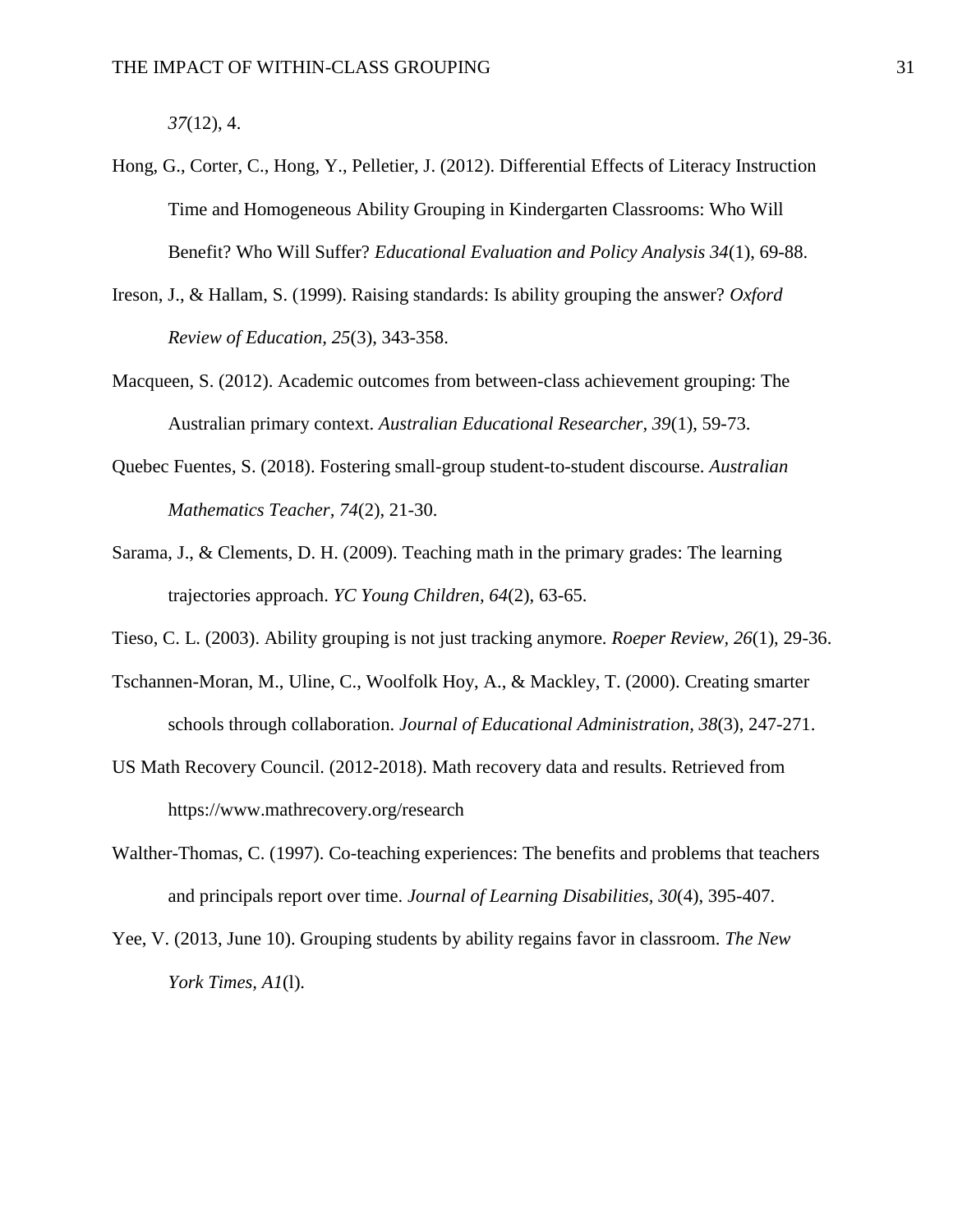*37*(12), 4.

Hong, G., Corter, C., Hong, Y., Pelletier, J. (2012). Differential Effects of Literacy Instruction Time and Homogeneous Ability Grouping in Kindergarten Classrooms: Who Will Benefit? Who Will Suffer? *Educational Evaluation and Policy Analysis 34*(1), 69-88.

Ireson, J., & Hallam, S. (1999). Raising standards: Is ability grouping the answer? *Oxford Review of Education, 25*(3), 343-358.

Macqueen, S. (2012). Academic outcomes from between-class achievement grouping: The Australian primary context. *Australian Educational Researcher, 39*(1), 59-73.

Quebec Fuentes, S. (2018). Fostering small-group student-to-student discourse. *Australian Mathematics Teacher, 74*(2), 21-30.

Sarama, J., & Clements, D. H. (2009). Teaching math in the primary grades: The learning trajectories approach. *YC Young Children, 64*(2), 63-65.

Tieso, C. L. (2003). Ability grouping is not just tracking anymore. *Roeper Review, 26*(1), 29-36.

Tschannen-Moran, M., Uline, C., Woolfolk Hoy, A., & Mackley, T. (2000). Creating smarter schools through collaboration. *Journal of Educational Administration, 38*(3), 247-271.

US Math Recovery Council. (2012-2018). Math recovery data and results. Retrieved from https://www.mathrecovery.org/research

Walther-Thomas, C. (1997). Co-teaching experiences: The benefits and problems that teachers and principals report over time. *Journal of Learning Disabilities, 30*(4), 395-407.

Yee, V. (2013, June 10). Grouping students by ability regains favor in classroom. *The New York Times, A1*(l).